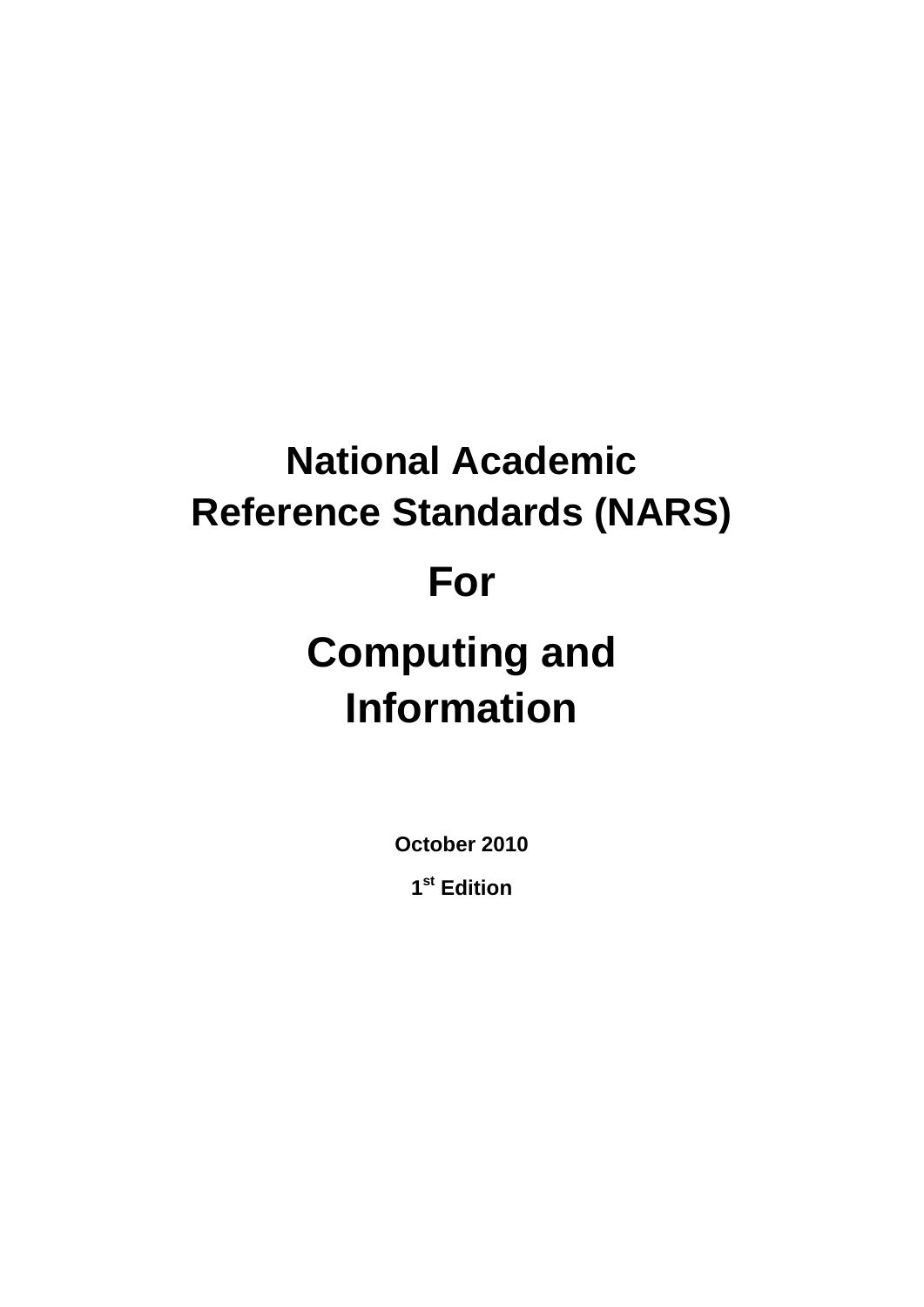# National Academic Reference Standards (NARS)

# For

# Computing and Information

**October 2010**

**1st Edition**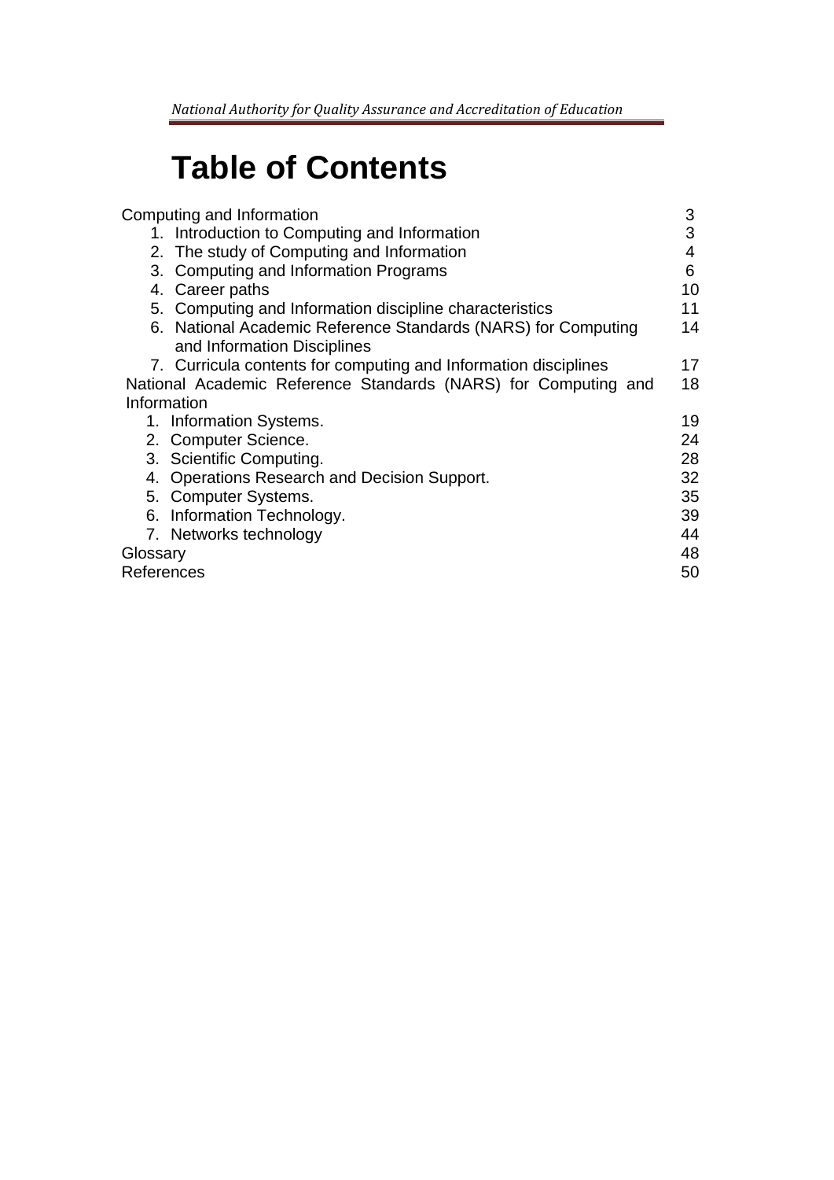# Table of Contents

| | |
|---|---|
| Computing and Information | 3 |
| 1. Introduction to Computing and Information | 3 |
| 2. The study of Computing and Information | 4 |
| 3. Computing and Information Programs | 6 |
| 4. Career paths | 10 |
| 5. Computing and Information discipline characteristics | 11 |
| 6. National Academic Reference Standards (NARS) for Computing and Information Disciplines | 14 |
| 7. Curricula contents for computing and Information disciplines | 17 |
| National Academic Reference Standards (NARS) for Computing and Information | 18 |
| 1. Information Systems. | 19 |
| 2. Computer Science. | 24 |
| 3. Scientific Computing. | 28 |
| 4. Operations Research and Decision Support. | 32 |
| 5. Computer Systems. | 35 |
| 6. Information Technology. | 39 |
| 7. Networks technology | 44 |
| Glossary | 48 |
| References | 50 |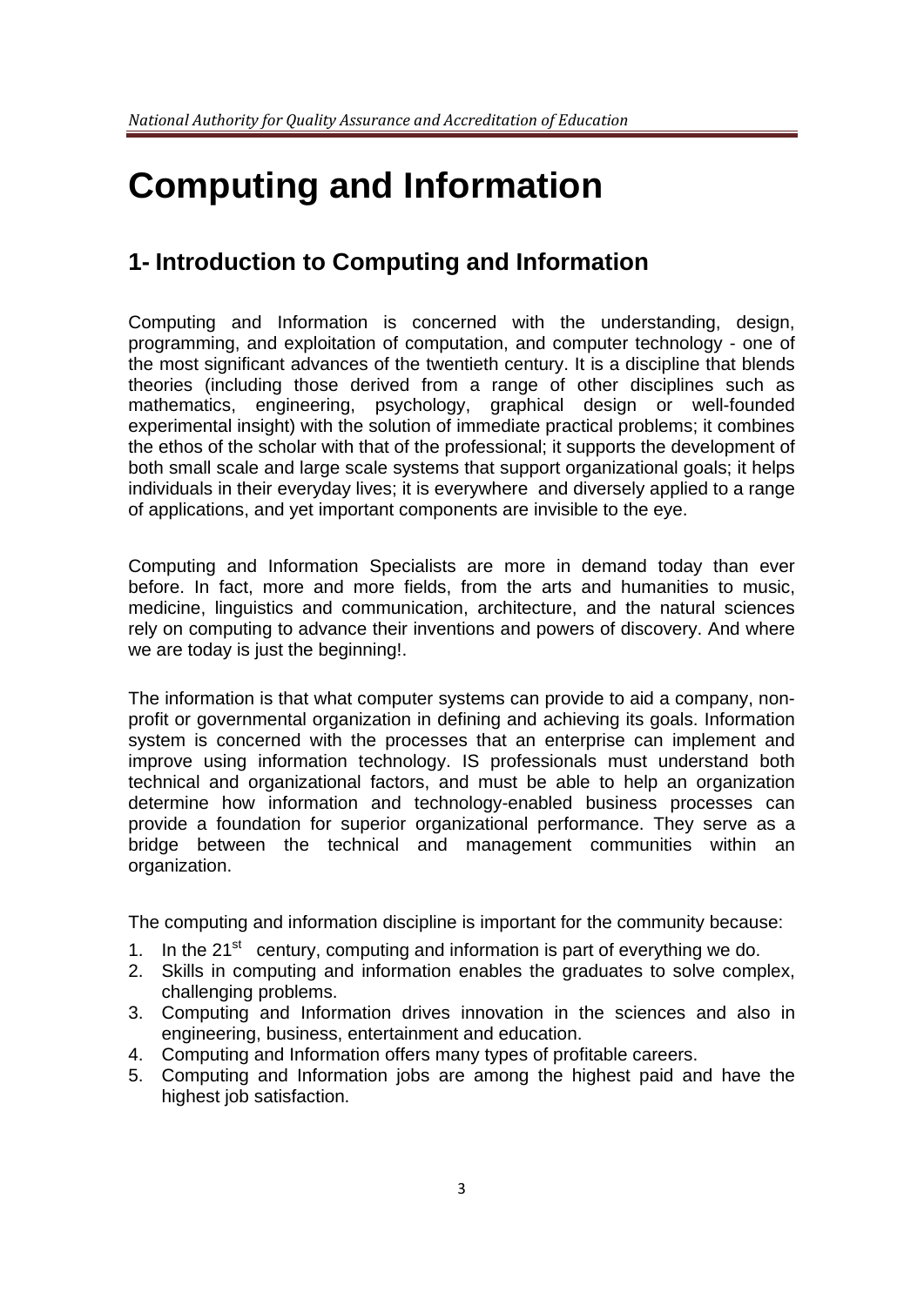# Computing and Information

## 1- Introduction to Computing and Information

Computing and Information is concerned with the understanding, design, programming, and exploitation of computation, and computer technology - one of the most significant advances of the twentieth century. It is a discipline that blends theories (including those derived from a range of other disciplines such as mathematics, engineering, psychology, graphical design or well-founded experimental insight) with the solution of immediate practical problems; it combines the ethos of the scholar with that of the professional; it supports the development of both small scale and large scale systems that support organizational goals; it helps individuals in their everyday lives; it is everywhere and diversely applied to a range of applications, and yet important components are invisible to the eye.

Computing and Information Specialists are more in demand today than ever before. In fact, more and more fields, from the arts and humanities to music, medicine, linguistics and communication, architecture, and the natural sciences rely on computing to advance their inventions and powers of discovery. And where we are today is just the beginning!.

The information is that what computer systems can provide to aid a company, non-profit or governmental organization in defining and achieving its goals. Information system is concerned with the processes that an enterprise can implement and improve using information technology. IS professionals must understand both technical and organizational factors, and must be able to help an organization determine how information and technology-enabled business processes can provide a foundation for superior organizational performance. They serve as a bridge between the technical and management communities within an organization.

The computing and information discipline is important for the community because:

1. In the 21st century, computing and information is part of everything we do.
2. Skills in computing and information enables the graduates to solve complex, challenging problems.
3. Computing and Information drives innovation in the sciences and also in engineering, business, entertainment and education.
4. Computing and Information offers many types of profitable careers.
5. Computing and Information jobs are among the highest paid and have the highest job satisfaction.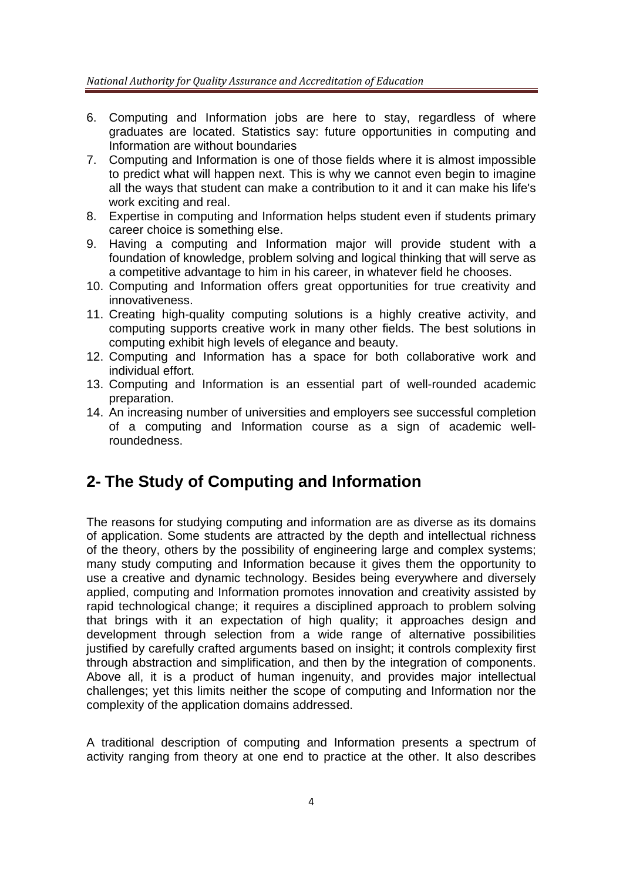6. Computing and Information jobs are here to stay, regardless of where graduates are located. Statistics say: future opportunities in computing and Information are without boundaries
7. Computing and Information is one of those fields where it is almost impossible to predict what will happen next. This is why we cannot even begin to imagine all the ways that student can make a contribution to it and it can make his life's work exciting and real.
8. Expertise in computing and Information helps student even if students primary career choice is something else.
9. Having a computing and Information major will provide student with a foundation of knowledge, problem solving and logical thinking that will serve as a competitive advantage to him in his career, in whatever field he chooses.
10. Computing and Information offers great opportunities for true creativity and innovativeness.
11. Creating high-quality computing solutions is a highly creative activity, and computing supports creative work in many other fields. The best solutions in computing exhibit high levels of elegance and beauty.
12. Computing and Information has a space for both collaborative work and individual effort.
13. Computing and Information is an essential part of well-rounded academic preparation.
14. An increasing number of universities and employers see successful completion of a computing and Information course as a sign of academic well-roundedness.

## 2- The Study of Computing and Information

The reasons for studying computing and information are as diverse as its domains of application. Some students are attracted by the depth and intellectual richness of the theory, others by the possibility of engineering large and complex systems; many study computing and Information because it gives them the opportunity to use a creative and dynamic technology. Besides being everywhere and diversely applied, computing and Information promotes innovation and creativity assisted by rapid technological change; it requires a disciplined approach to problem solving that brings with it an expectation of high quality; it approaches design and development through selection from a wide range of alternative possibilities justified by carefully crafted arguments based on insight; it controls complexity first through abstraction and simplification, and then by the integration of components. Above all, it is a product of human ingenuity, and provides major intellectual challenges; yet this limits neither the scope of computing and Information nor the complexity of the application domains addressed.

A traditional description of computing and Information presents a spectrum of activity ranging from theory at one end to practice at the other. It also describes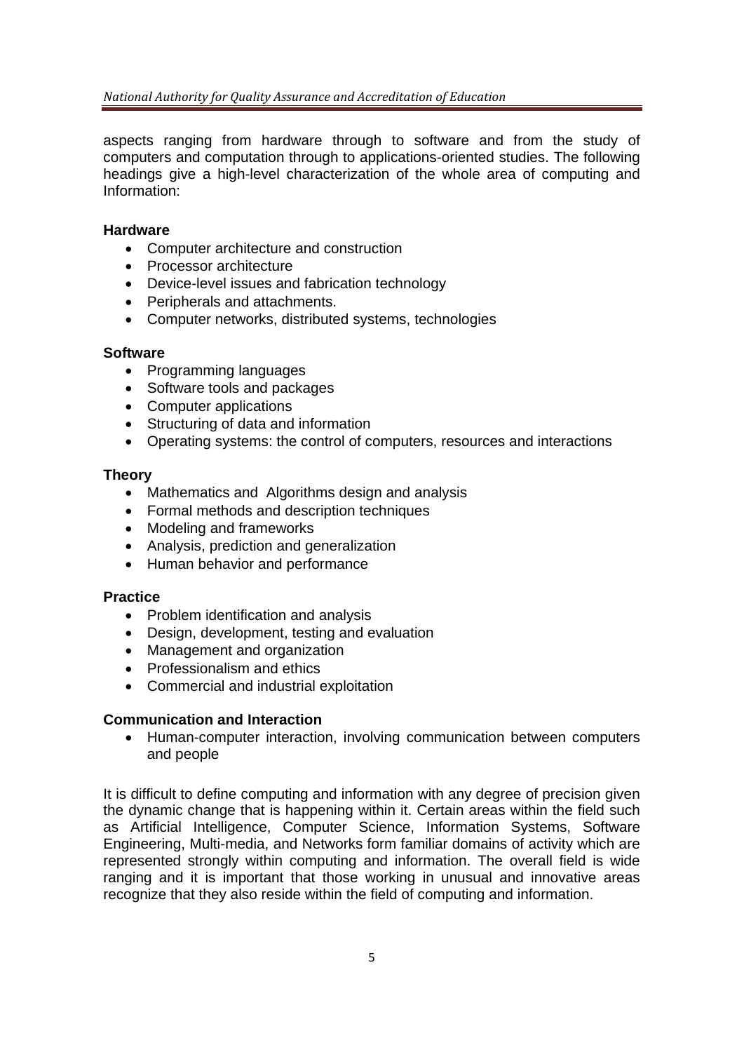aspects ranging from hardware through to software and from the study of computers and computation through to applications-oriented studies. The following headings give a high-level characterization of the whole area of computing and Information:

**Hardware**

- Computer architecture and construction
- Processor architecture
- Device-level issues and fabrication technology
- Peripherals and attachments.
- Computer networks, distributed systems, technologies

**Software**

- Programming languages
- Software tools and packages
- Computer applications
- Structuring of data and information
- Operating systems: the control of computers, resources and interactions

**Theory**

- Mathematics and Algorithms design and analysis
- Formal methods and description techniques
- Modeling and frameworks
- Analysis, prediction and generalization
- Human behavior and performance

**Practice**

- Problem identification and analysis
- Design, development, testing and evaluation
- Management and organization
- Professionalism and ethics
- Commercial and industrial exploitation

**Communication and Interaction**

- Human-computer interaction, involving communication between computers and people

It is difficult to define computing and information with any degree of precision given the dynamic change that is happening within it. Certain areas within the field such as Artificial Intelligence, Computer Science, Information Systems, Software Engineering, Multi-media, and Networks form familiar domains of activity which are represented strongly within computing and information. The overall field is wide ranging and it is important that those working in unusual and innovative areas recognize that they also reside within the field of computing and information.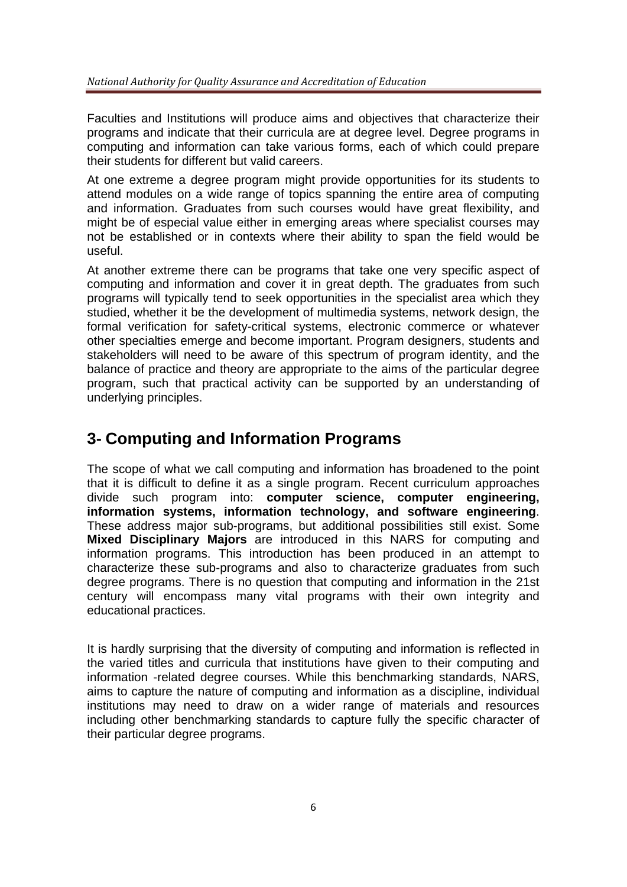Faculties and Institutions will produce aims and objectives that characterize their programs and indicate that their curricula are at degree level. Degree programs in computing and information can take various forms, each of which could prepare their students for different but valid careers.

At one extreme a degree program might provide opportunities for its students to attend modules on a wide range of topics spanning the entire area of computing and information. Graduates from such courses would have great flexibility, and might be of especial value either in emerging areas where specialist courses may not be established or in contexts where their ability to span the field would be useful.

At another extreme there can be programs that take one very specific aspect of computing and information and cover it in great depth. The graduates from such programs will typically tend to seek opportunities in the specialist area which they studied, whether it be the development of multimedia systems, network design, the formal verification for safety-critical systems, electronic commerce or whatever other specialties emerge and become important. Program designers, students and stakeholders will need to be aware of this spectrum of program identity, and the balance of practice and theory are appropriate to the aims of the particular degree program, such that practical activity can be supported by an understanding of underlying principles.

## 3- Computing and Information Programs

The scope of what we call computing and information has broadened to the point that it is difficult to define it as a single program. Recent curriculum approaches divide such program into: **computer science, computer engineering, information systems, information technology, and software engineering**. These address major sub-programs, but additional possibilities still exist. Some **Mixed Disciplinary Majors** are introduced in this NARS for computing and information programs. This introduction has been produced in an attempt to characterize these sub-programs and also to characterize graduates from such degree programs. There is no question that computing and information in the 21st century will encompass many vital programs with their own integrity and educational practices.

It is hardly surprising that the diversity of computing and information is reflected in the varied titles and curricula that institutions have given to their computing and information -related degree courses. While this benchmarking standards, NARS, aims to capture the nature of computing and information as a discipline, individual institutions may need to draw on a wider range of materials and resources including other benchmarking standards to capture fully the specific character of their particular degree programs.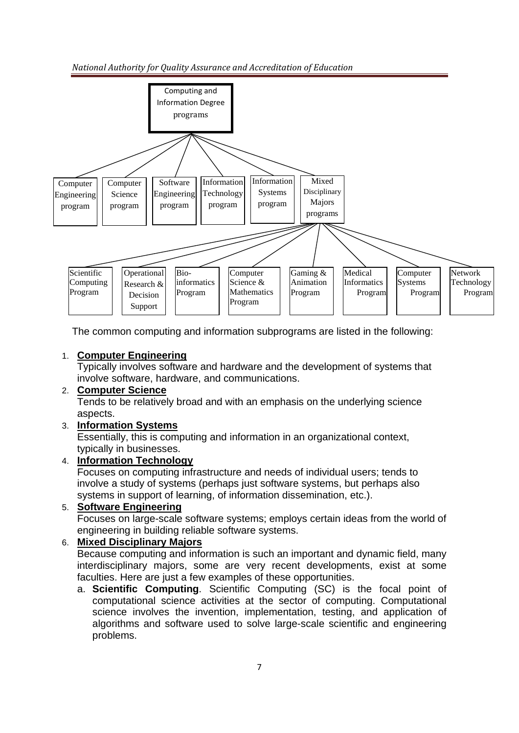Computing and Information Degree programs

- Computer Engineering program
- Computer Science program
- Software Engineering program
- Information Technology program
- Information Systems program
- Mixed Disciplinary Majors programs
  - Scientific Computing Program
  - Operational Research & Decision Support
  - Bio-informatics Program
  - Computer Science & Mathematics Program
  - Gaming & Animation Program
  - Medical Informatics Program
  - Computer Systems Program
  - Network Technology Program

The common computing and information subprograms are listed in the following:

1. **Computer Engineering**
   Typically involves software and hardware and the development of systems that involve software, hardware, and communications.
2. **Computer Science**
   Tends to be relatively broad and with an emphasis on the underlying science aspects.
3. **Information Systems**
   Essentially, this is computing and information in an organizational context, typically in businesses.
4. **Information Technology**
   Focuses on computing infrastructure and needs of individual users; tends to involve a study of systems (perhaps just software systems, but perhaps also systems in support of learning, of information dissemination, etc.).
5. **Software Engineering**
   Focuses on large-scale software systems; employs certain ideas from the world of engineering in building reliable software systems.
6. **Mixed Disciplinary Majors**
   Because computing and information is such an important and dynamic field, many interdisciplinary majors, some are very recent developments, exist at some faculties. Here are just a few examples of these opportunities.
   a. **Scientific Computing**. Scientific Computing (SC) is the focal point of computational science activities at the sector of computing. Computational science involves the invention, implementation, testing, and application of algorithms and software used to solve large-scale scientific and engineering problems.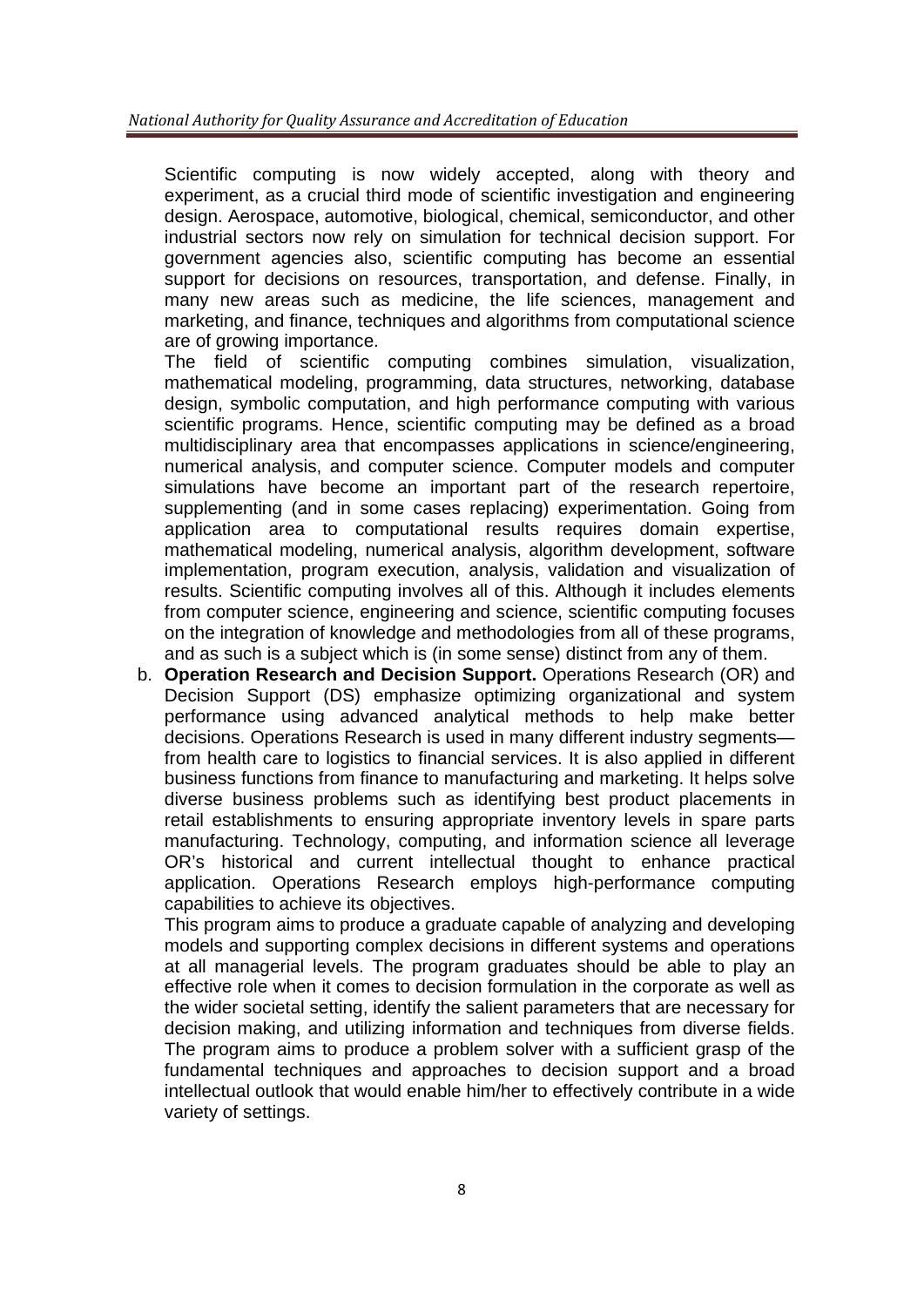Scientific computing is now widely accepted, along with theory and experiment, as a crucial third mode of scientific investigation and engineering design. Aerospace, automotive, biological, chemical, semiconductor, and other industrial sectors now rely on simulation for technical decision support. For government agencies also, scientific computing has become an essential support for decisions on resources, transportation, and defense. Finally, in many new areas such as medicine, the life sciences, management and marketing, and finance, techniques and algorithms from computational science are of growing importance.

The field of scientific computing combines simulation, visualization, mathematical modeling, programming, data structures, networking, database design, symbolic computation, and high performance computing with various scientific programs. Hence, scientific computing may be defined as a broad multidisciplinary area that encompasses applications in science/engineering, numerical analysis, and computer science. Computer models and computer simulations have become an important part of the research repertoire, supplementing (and in some cases replacing) experimentation. Going from application area to computational results requires domain expertise, mathematical modeling, numerical analysis, algorithm development, software implementation, program execution, analysis, validation and visualization of results. Scientific computing involves all of this. Although it includes elements from computer science, engineering and science, scientific computing focuses on the integration of knowledge and methodologies from all of these programs, and as such is a subject which is (in some sense) distinct from any of them.

b. **Operation Research and Decision Support.** Operations Research (OR) and Decision Support (DS) emphasize optimizing organizational and system performance using advanced analytical methods to help make better decisions. Operations Research is used in many different industry segments—from health care to logistics to financial services. It is also applied in different business functions from finance to manufacturing and marketing. It helps solve diverse business problems such as identifying best product placements in retail establishments to ensuring appropriate inventory levels in spare parts manufacturing. Technology, computing, and information science all leverage OR's historical and current intellectual thought to enhance practical application. Operations Research employs high-performance computing capabilities to achieve its objectives.

   This program aims to produce a graduate capable of analyzing and developing models and supporting complex decisions in different systems and operations at all managerial levels. The program graduates should be able to play an effective role when it comes to decision formulation in the corporate as well as the wider societal setting, identify the salient parameters that are necessary for decision making, and utilizing information and techniques from diverse fields. The program aims to produce a problem solver with a sufficient grasp of the fundamental techniques and approaches to decision support and a broad intellectual outlook that would enable him/her to effectively contribute in a wide variety of settings.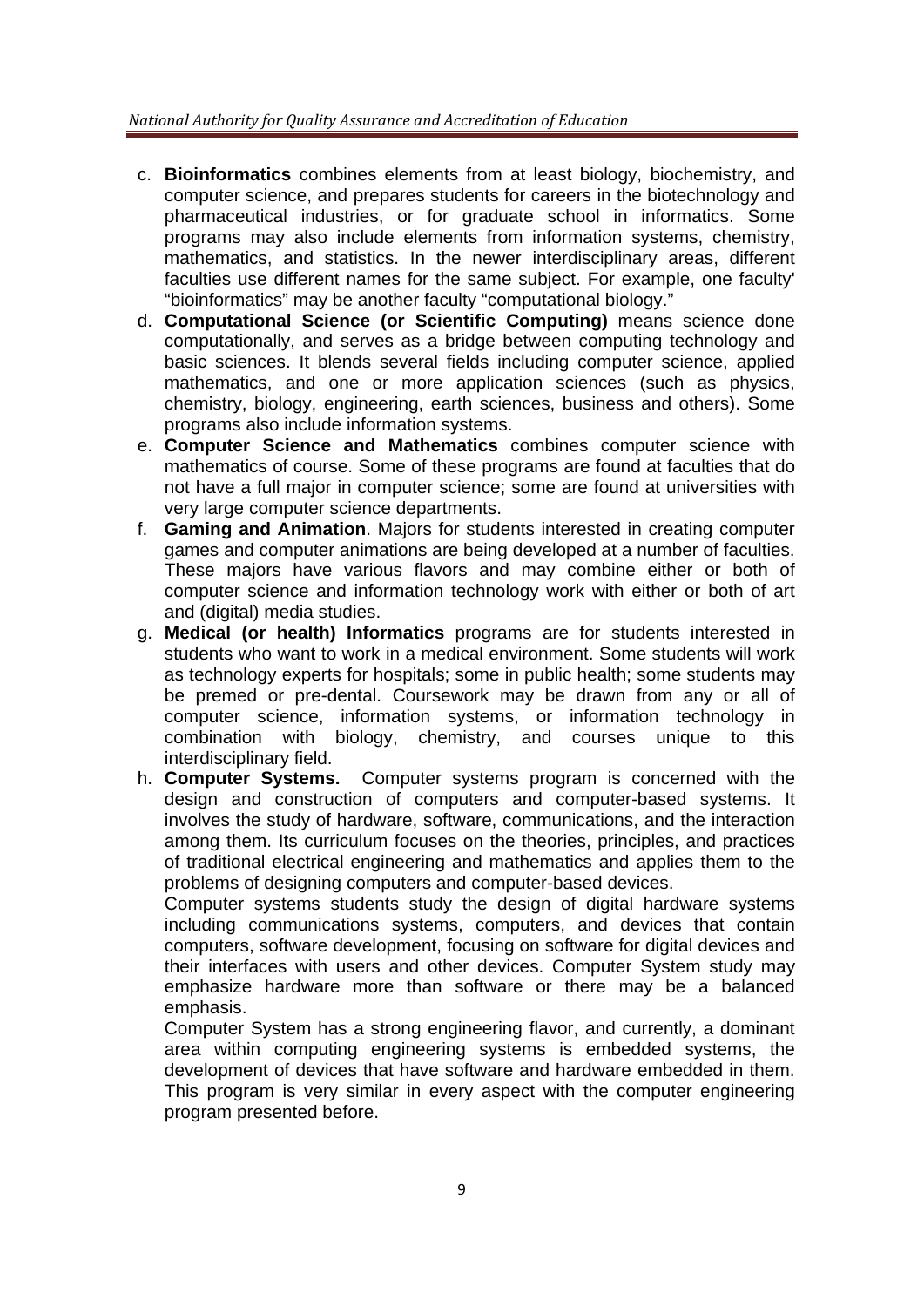c. **Bioinformatics** combines elements from at least biology, biochemistry, and computer science, and prepares students for careers in the biotechnology and pharmaceutical industries, or for graduate school in informatics. Some programs may also include elements from information systems, chemistry, mathematics, and statistics. In the newer interdisciplinary areas, different faculties use different names for the same subject. For example, one faculty' "bioinformatics" may be another faculty "computational biology."

d. **Computational Science (or Scientific Computing)** means science done computationally, and serves as a bridge between computing technology and basic sciences. It blends several fields including computer science, applied mathematics, and one or more application sciences (such as physics, chemistry, biology, engineering, earth sciences, business and others). Some programs also include information systems.

e. **Computer Science and Mathematics** combines computer science with mathematics of course. Some of these programs are found at faculties that do not have a full major in computer science; some are found at universities with very large computer science departments.

f. **Gaming and Animation**. Majors for students interested in creating computer games and computer animations are being developed at a number of faculties. These majors have various flavors and may combine either or both of computer science and information technology work with either or both of art and (digital) media studies.

g. **Medical (or health) Informatics** programs are for students interested in students who want to work in a medical environment. Some students will work as technology experts for hospitals; some in public health; some students may be premed or pre-dental. Coursework may be drawn from any or all of computer science, information systems, or information technology in combination with biology, chemistry, and courses unique to this interdisciplinary field.

h. **Computer Systems.** Computer systems program is concerned with the design and construction of computers and computer-based systems. It involves the study of hardware, software, communications, and the interaction among them. Its curriculum focuses on the theories, principles, and practices of traditional electrical engineering and mathematics and applies them to the problems of designing computers and computer-based devices.

   Computer systems students study the design of digital hardware systems including communications systems, computers, and devices that contain computers, software development, focusing on software for digital devices and their interfaces with users and other devices. Computer System study may emphasize hardware more than software or there may be a balanced emphasis.

   Computer System has a strong engineering flavor, and currently, a dominant area within computing engineering systems is embedded systems, the development of devices that have software and hardware embedded in them. This program is very similar in every aspect with the computer engineering program presented before.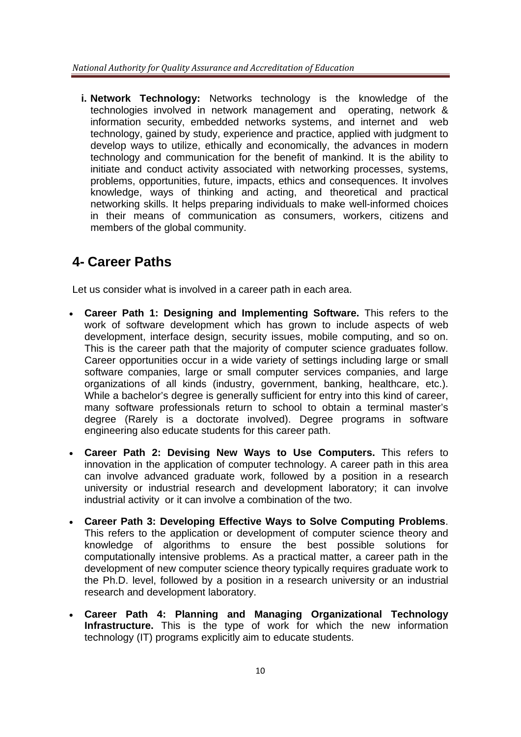i. **Network Technology:** Networks technology is the knowledge of the technologies involved in network management and operating, network & information security, embedded networks systems, and internet and web technology, gained by study, experience and practice, applied with judgment to develop ways to utilize, ethically and economically, the advances in modern technology and communication for the benefit of mankind. It is the ability to initiate and conduct activity associated with networking processes, systems, problems, opportunities, future, impacts, ethics and consequences. It involves knowledge, ways of thinking and acting, and theoretical and practical networking skills. It helps preparing individuals to make well-informed choices in their means of communication as consumers, workers, citizens and members of the global community.

## 4- Career Paths

Let us consider what is involved in a career path in each area.

- **Career Path 1: Designing and Implementing Software.** This refers to the work of software development which has grown to include aspects of web development, interface design, security issues, mobile computing, and so on. This is the career path that the majority of computer science graduates follow. Career opportunities occur in a wide variety of settings including large or small software companies, large or small computer services companies, and large organizations of all kinds (industry, government, banking, healthcare, etc.). While a bachelor's degree is generally sufficient for entry into this kind of career, many software professionals return to school to obtain a terminal master's degree (Rarely is a doctorate involved). Degree programs in software engineering also educate students for this career path.
- **Career Path 2: Devising New Ways to Use Computers.** This refers to innovation in the application of computer technology. A career path in this area can involve advanced graduate work, followed by a position in a research university or industrial research and development laboratory; it can involve industrial activity or it can involve a combination of the two.
- **Career Path 3: Developing Effective Ways to Solve Computing Problems**. This refers to the application or development of computer science theory and knowledge of algorithms to ensure the best possible solutions for computationally intensive problems. As a practical matter, a career path in the development of new computer science theory typically requires graduate work to the Ph.D. level, followed by a position in a research university or an industrial research and development laboratory.
- **Career Path 4: Planning and Managing Organizational Technology Infrastructure.** This is the type of work for which the new information technology (IT) programs explicitly aim to educate students.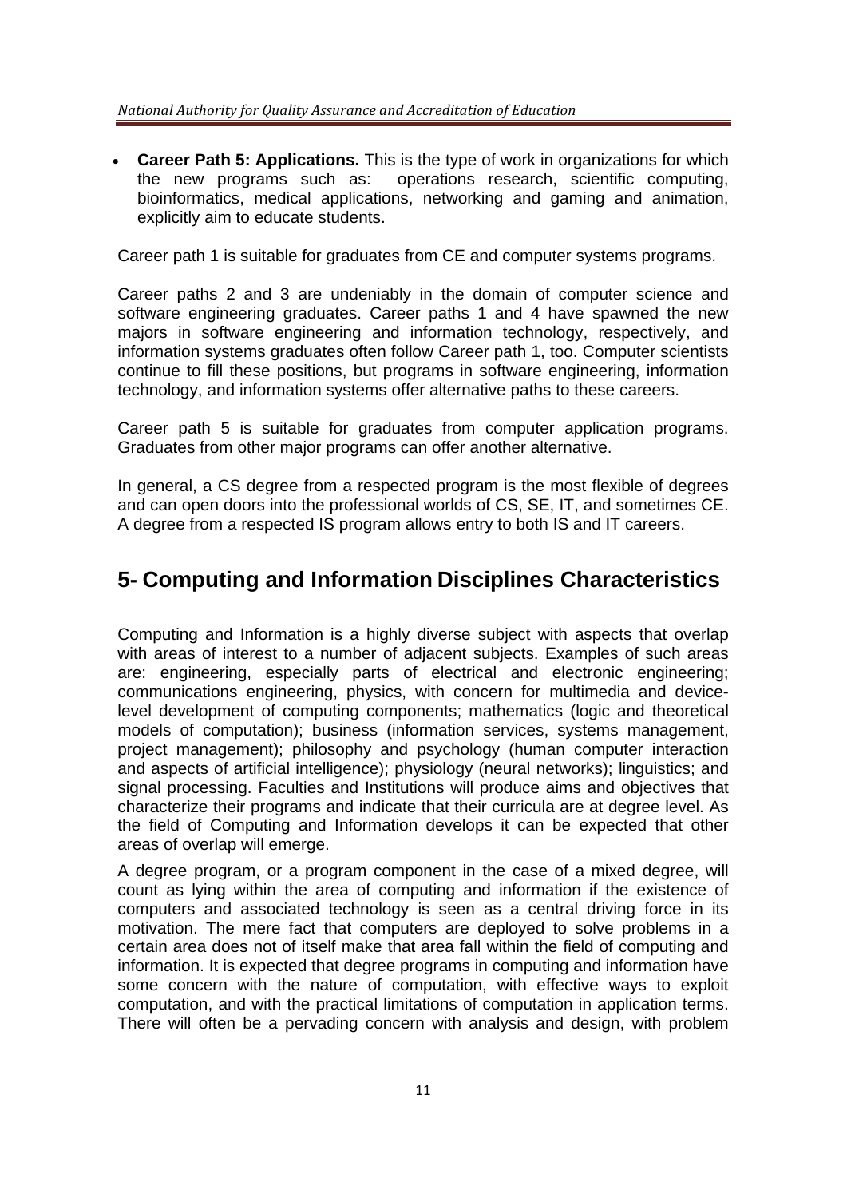- **Career Path 5: Applications.** This is the type of work in organizations for which the new programs such as: operations research, scientific computing, bioinformatics, medical applications, networking and gaming and animation, explicitly aim to educate students.

Career path 1 is suitable for graduates from CE and computer systems programs.

Career paths 2 and 3 are undeniably in the domain of computer science and software engineering graduates. Career paths 1 and 4 have spawned the new majors in software engineering and information technology, respectively, and information systems graduates often follow Career path 1, too. Computer scientists continue to fill these positions, but programs in software engineering, information technology, and information systems offer alternative paths to these careers.

Career path 5 is suitable for graduates from computer application programs. Graduates from other major programs can offer another alternative.

In general, a CS degree from a respected program is the most flexible of degrees and can open doors into the professional worlds of CS, SE, IT, and sometimes CE. A degree from a respected IS program allows entry to both IS and IT careers.

## 5- Computing and Information Disciplines Characteristics

Computing and Information is a highly diverse subject with aspects that overlap with areas of interest to a number of adjacent subjects. Examples of such areas are: engineering, especially parts of electrical and electronic engineering; communications engineering, physics, with concern for multimedia and device-level development of computing components; mathematics (logic and theoretical models of computation); business (information services, systems management, project management); philosophy and psychology (human computer interaction and aspects of artificial intelligence); physiology (neural networks); linguistics; and signal processing. Faculties and Institutions will produce aims and objectives that characterize their programs and indicate that their curricula are at degree level. As the field of Computing and Information develops it can be expected that other areas of overlap will emerge.

A degree program, or a program component in the case of a mixed degree, will count as lying within the area of computing and information if the existence of computers and associated technology is seen as a central driving force in its motivation. The mere fact that computers are deployed to solve problems in a certain area does not of itself make that area fall within the field of computing and information. It is expected that degree programs in computing and information have some concern with the nature of computation, with effective ways to exploit computation, and with the practical limitations of computation in application terms. There will often be a pervading concern with analysis and design, with problem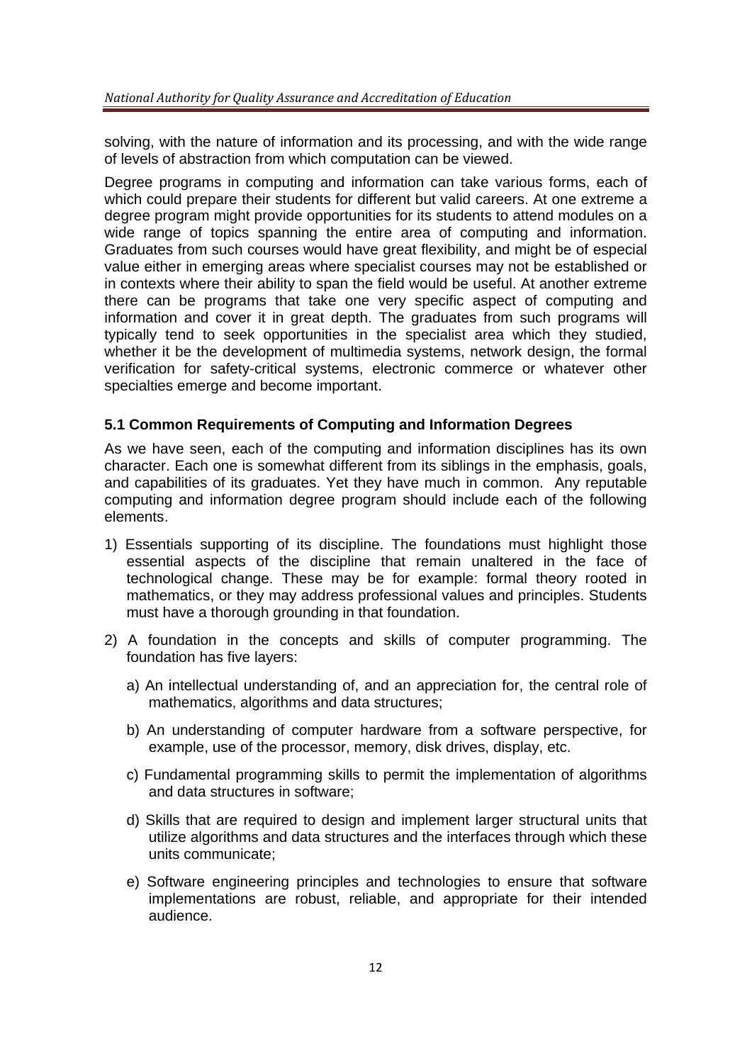solving, with the nature of information and its processing, and with the wide range of levels of abstraction from which computation can be viewed.

Degree programs in computing and information can take various forms, each of which could prepare their students for different but valid careers. At one extreme a degree program might provide opportunities for its students to attend modules on a wide range of topics spanning the entire area of computing and information. Graduates from such courses would have great flexibility, and might be of especial value either in emerging areas where specialist courses may not be established or in contexts where their ability to span the field would be useful. At another extreme there can be programs that take one very specific aspect of computing and information and cover it in great depth. The graduates from such programs will typically tend to seek opportunities in the specialist area which they studied, whether it be the development of multimedia systems, network design, the formal verification for safety-critical systems, electronic commerce or whatever other specialties emerge and become important.

### 5.1 Common Requirements of Computing and Information Degrees

As we have seen, each of the computing and information disciplines has its own character. Each one is somewhat different from its siblings in the emphasis, goals, and capabilities of its graduates. Yet they have much in common. Any reputable computing and information degree program should include each of the following elements.

1) Essentials supporting of its discipline. The foundations must highlight those essential aspects of the discipline that remain unaltered in the face of technological change. These may be for example: formal theory rooted in mathematics, or they may address professional values and principles. Students must have a thorough grounding in that foundation.

2) A foundation in the concepts and skills of computer programming. The foundation has five layers:

   a) An intellectual understanding of, and an appreciation for, the central role of mathematics, algorithms and data structures;

   b) An understanding of computer hardware from a software perspective, for example, use of the processor, memory, disk drives, display, etc.

   c) Fundamental programming skills to permit the implementation of algorithms and data structures in software;

   d) Skills that are required to design and implement larger structural units that utilize algorithms and data structures and the interfaces through which these units communicate;

   e) Software engineering principles and technologies to ensure that software implementations are robust, reliable, and appropriate for their intended audience.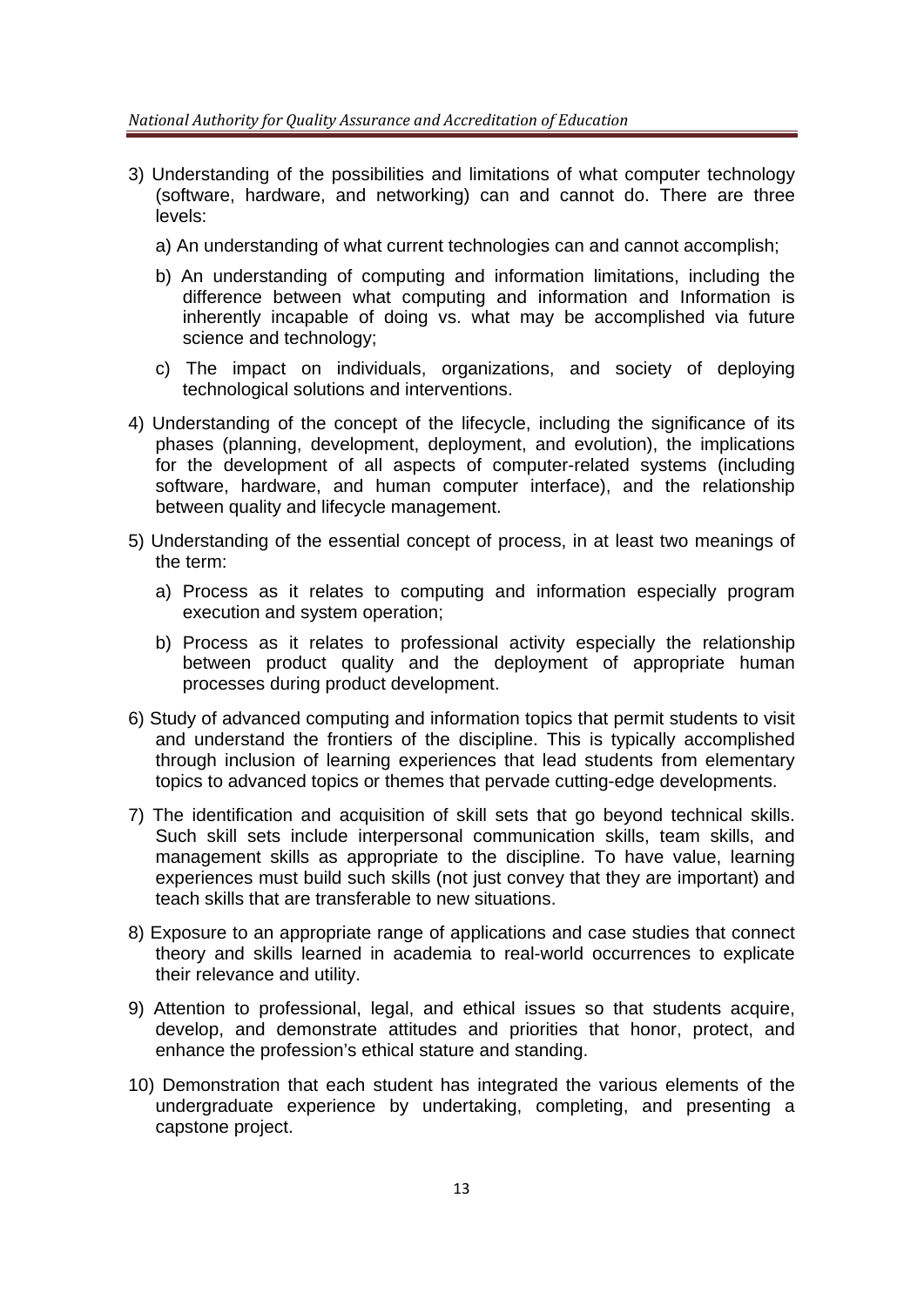3) Understanding of the possibilities and limitations of what computer technology (software, hardware, and networking) can and cannot do. There are three levels:

   a) An understanding of what current technologies can and cannot accomplish;

   b) An understanding of computing and information limitations, including the difference between what computing and information and Information is inherently incapable of doing vs. what may be accomplished via future science and technology;

   c) The impact on individuals, organizations, and society of deploying technological solutions and interventions.

4) Understanding of the concept of the lifecycle, including the significance of its phases (planning, development, deployment, and evolution), the implications for the development of all aspects of computer-related systems (including software, hardware, and human computer interface), and the relationship between quality and lifecycle management.

5) Understanding of the essential concept of process, in at least two meanings of the term:

   a) Process as it relates to computing and information especially program execution and system operation;

   b) Process as it relates to professional activity especially the relationship between product quality and the deployment of appropriate human processes during product development.

6) Study of advanced computing and information topics that permit students to visit and understand the frontiers of the discipline. This is typically accomplished through inclusion of learning experiences that lead students from elementary topics to advanced topics or themes that pervade cutting-edge developments.

7) The identification and acquisition of skill sets that go beyond technical skills. Such skill sets include interpersonal communication skills, team skills, and management skills as appropriate to the discipline. To have value, learning experiences must build such skills (not just convey that they are important) and teach skills that are transferable to new situations.

8) Exposure to an appropriate range of applications and case studies that connect theory and skills learned in academia to real-world occurrences to explicate their relevance and utility.

9) Attention to professional, legal, and ethical issues so that students acquire, develop, and demonstrate attitudes and priorities that honor, protect, and enhance the profession's ethical stature and standing.

10) Demonstration that each student has integrated the various elements of the undergraduate experience by undertaking, completing, and presenting a capstone project.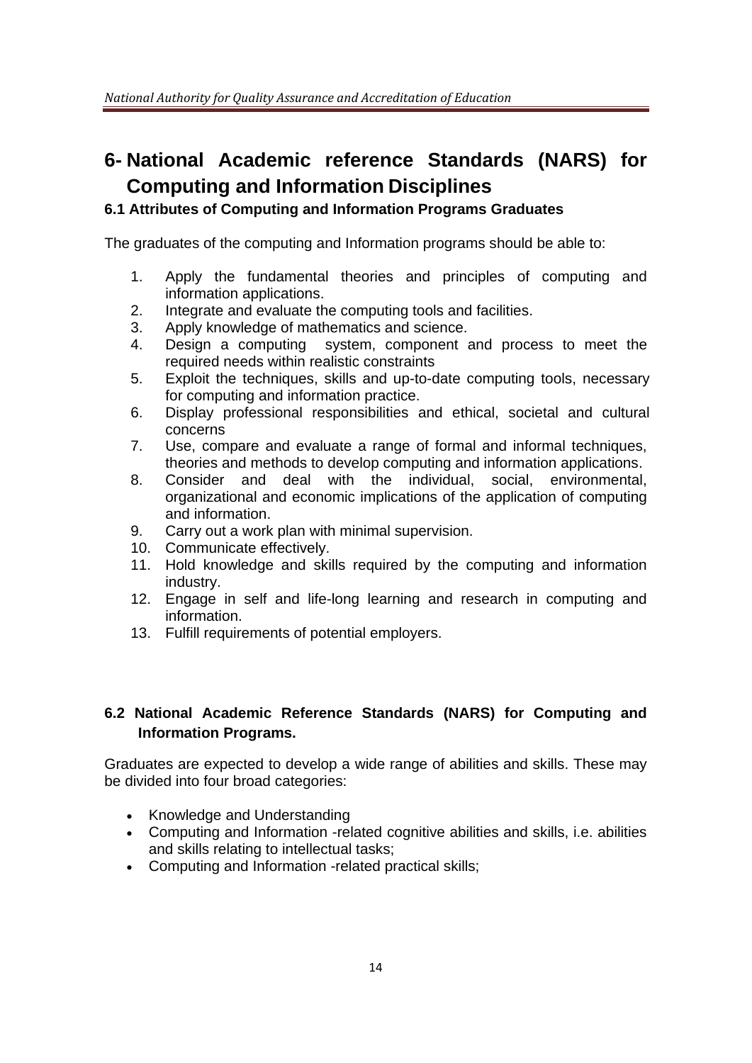# 6- National Academic reference Standards (NARS) for Computing and Information Disciplines

### 6.1 Attributes of Computing and Information Programs Graduates

The graduates of the computing and Information programs should be able to:

1. Apply the fundamental theories and principles of computing and information applications.
2. Integrate and evaluate the computing tools and facilities.
3. Apply knowledge of mathematics and science.
4. Design a computing system, component and process to meet the required needs within realistic constraints
5. Exploit the techniques, skills and up-to-date computing tools, necessary for computing and information practice.
6. Display professional responsibilities and ethical, societal and cultural concerns
7. Use, compare and evaluate a range of formal and informal techniques, theories and methods to develop computing and information applications.
8. Consider and deal with the individual, social, environmental, organizational and economic implications of the application of computing and information.
9. Carry out a work plan with minimal supervision.
10. Communicate effectively.
11. Hold knowledge and skills required by the computing and information industry.
12. Engage in self and life-long learning and research in computing and information.
13. Fulfill requirements of potential employers.

### 6.2 National Academic Reference Standards (NARS) for Computing and Information Programs.

Graduates are expected to develop a wide range of abilities and skills. These may be divided into four broad categories:

- Knowledge and Understanding
- Computing and Information -related cognitive abilities and skills, i.e. abilities and skills relating to intellectual tasks;
- Computing and Information -related practical skills;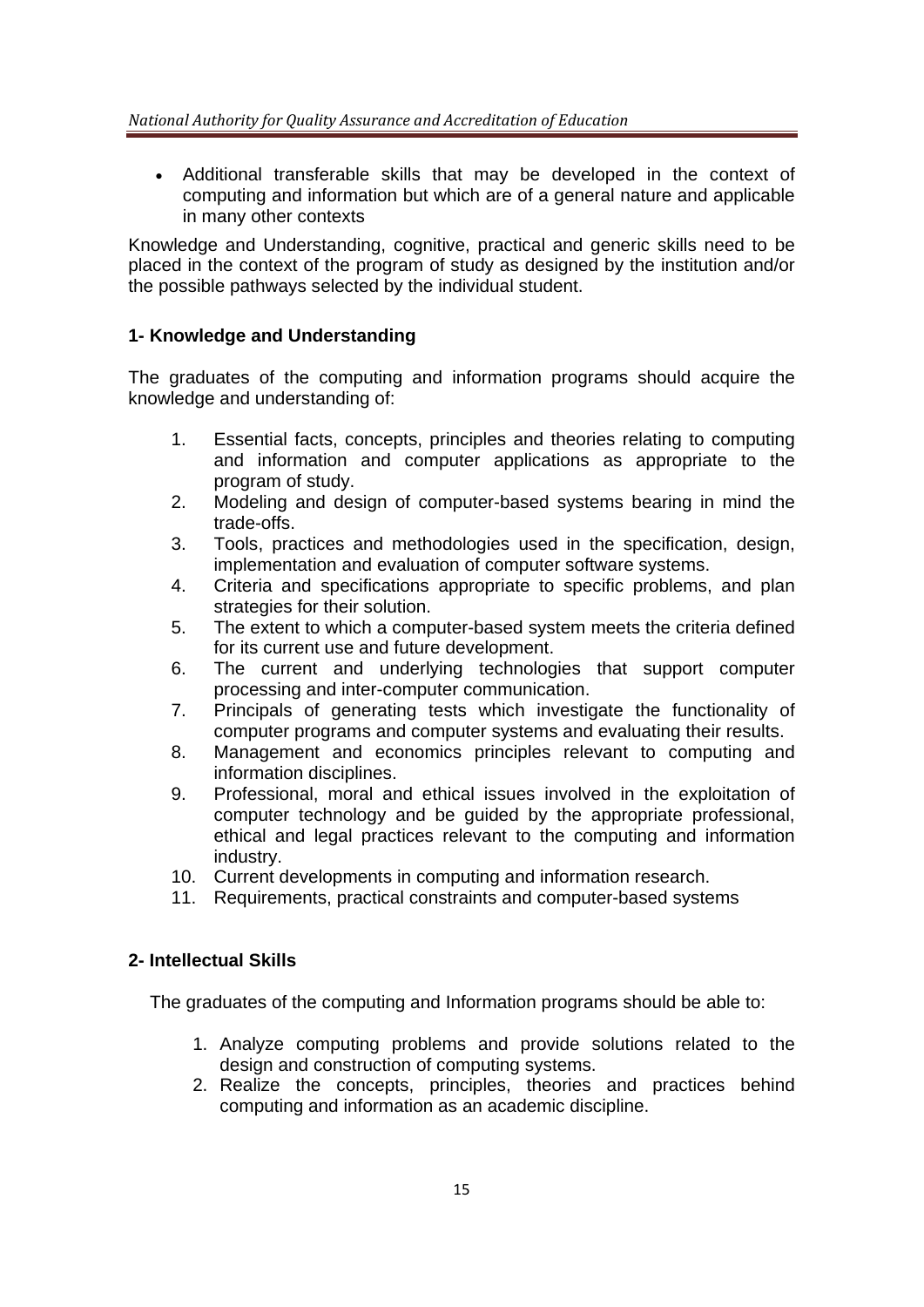- Additional transferable skills that may be developed in the context of computing and information but which are of a general nature and applicable in many other contexts

Knowledge and Understanding, cognitive, practical and generic skills need to be placed in the context of the program of study as designed by the institution and/or the possible pathways selected by the individual student.

### 1- Knowledge and Understanding

The graduates of the computing and information programs should acquire the knowledge and understanding of:

1. Essential facts, concepts, principles and theories relating to computing and information and computer applications as appropriate to the program of study.
2. Modeling and design of computer-based systems bearing in mind the trade-offs.
3. Tools, practices and methodologies used in the specification, design, implementation and evaluation of computer software systems.
4. Criteria and specifications appropriate to specific problems, and plan strategies for their solution.
5. The extent to which a computer-based system meets the criteria defined for its current use and future development.
6. The current and underlying technologies that support computer processing and inter-computer communication.
7. Principals of generating tests which investigate the functionality of computer programs and computer systems and evaluating their results.
8. Management and economics principles relevant to computing and information disciplines.
9. Professional, moral and ethical issues involved in the exploitation of computer technology and be guided by the appropriate professional, ethical and legal practices relevant to the computing and information industry.
10. Current developments in computing and information research.
11. Requirements, practical constraints and computer-based systems

### 2- Intellectual Skills

The graduates of the computing and Information programs should be able to:

1. Analyze computing problems and provide solutions related to the design and construction of computing systems.
2. Realize the concepts, principles, theories and practices behind computing and information as an academic discipline.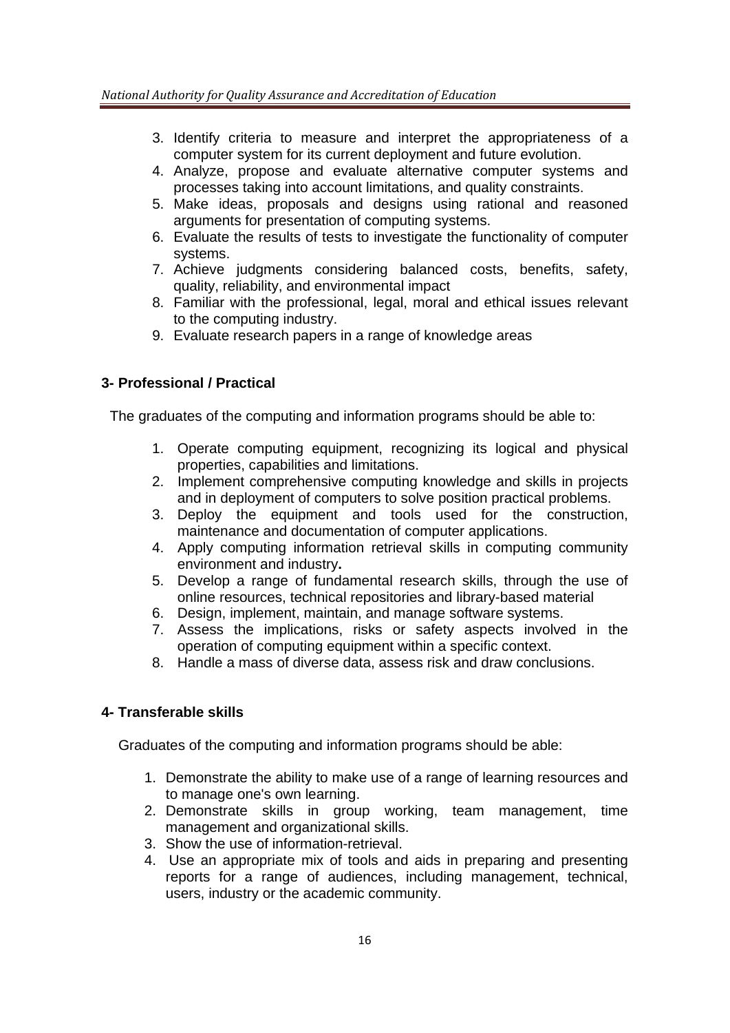3. Identify criteria to measure and interpret the appropriateness of a computer system for its current deployment and future evolution.
4. Analyze, propose and evaluate alternative computer systems and processes taking into account limitations, and quality constraints.
5. Make ideas, proposals and designs using rational and reasoned arguments for presentation of computing systems.
6. Evaluate the results of tests to investigate the functionality of computer systems.
7. Achieve judgments considering balanced costs, benefits, safety, quality, reliability, and environmental impact
8. Familiar with the professional, legal, moral and ethical issues relevant to the computing industry.
9. Evaluate research papers in a range of knowledge areas

### 3- Professional / Practical

The graduates of the computing and information programs should be able to:

1. Operate computing equipment, recognizing its logical and physical properties, capabilities and limitations.
2. Implement comprehensive computing knowledge and skills in projects and in deployment of computers to solve position practical problems.
3. Deploy the equipment and tools used for the construction, maintenance and documentation of computer applications.
4. Apply computing information retrieval skills in computing community environment and industry**.**
5. Develop a range of fundamental research skills, through the use of online resources, technical repositories and library-based material
6. Design, implement, maintain, and manage software systems.
7. Assess the implications, risks or safety aspects involved in the operation of computing equipment within a specific context.
8. Handle a mass of diverse data, assess risk and draw conclusions.

### 4- Transferable skills

Graduates of the computing and information programs should be able:

1. Demonstrate the ability to make use of a range of learning resources and to manage one's own learning.
2. Demonstrate skills in group working, team management, time management and organizational skills.
3. Show the use of information-retrieval.
4. Use an appropriate mix of tools and aids in preparing and presenting reports for a range of audiences, including management, technical, users, industry or the academic community.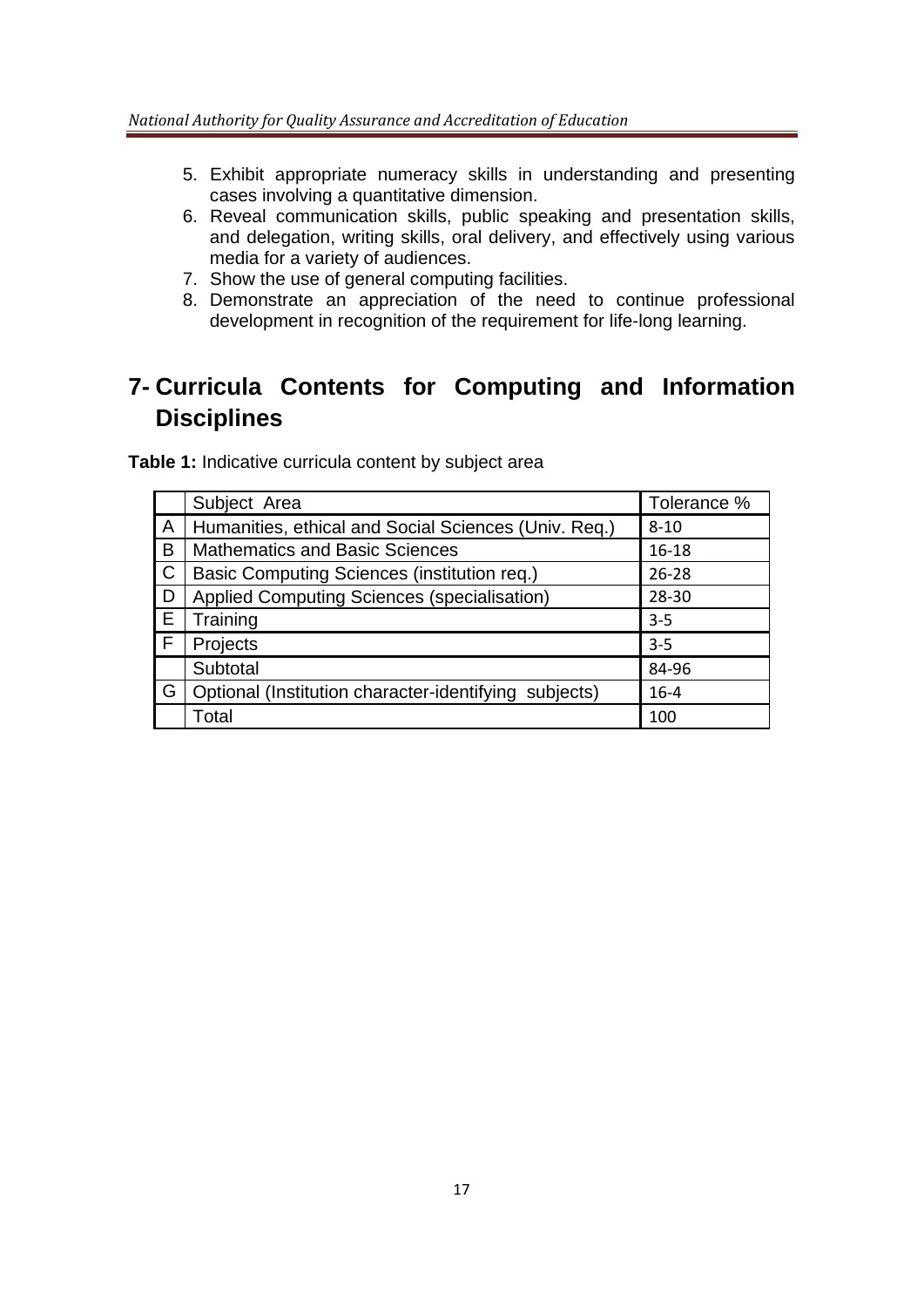5. Exhibit appropriate numeracy skills in understanding and presenting cases involving a quantitative dimension.
6. Reveal communication skills, public speaking and presentation skills, and delegation, writing skills, oral delivery, and effectively using various media for a variety of audiences.
7. Show the use of general computing facilities.
8. Demonstrate an appreciation of the need to continue professional development in recognition of the requirement for life-long learning.

## 7- Curricula Contents for Computing and Information Disciplines

**Table 1:** Indicative curricula content by subject area

| | Subject Area | Tolerance % |
|---|---|---|
| A | Humanities, ethical and Social Sciences (Univ. Req.) | 8-10 |
| B | Mathematics and Basic Sciences | 16-18 |
| C | Basic Computing Sciences (institution req.) | 26-28 |
| D | Applied Computing Sciences (specialisation) | 28-30 |
| E | Training | 3-5 |
| F | Projects | 3-5 |
| | Subtotal | 84-96 |
| G | Optional (Institution character-identifying subjects) | 16-4 |
| | Total | 100 |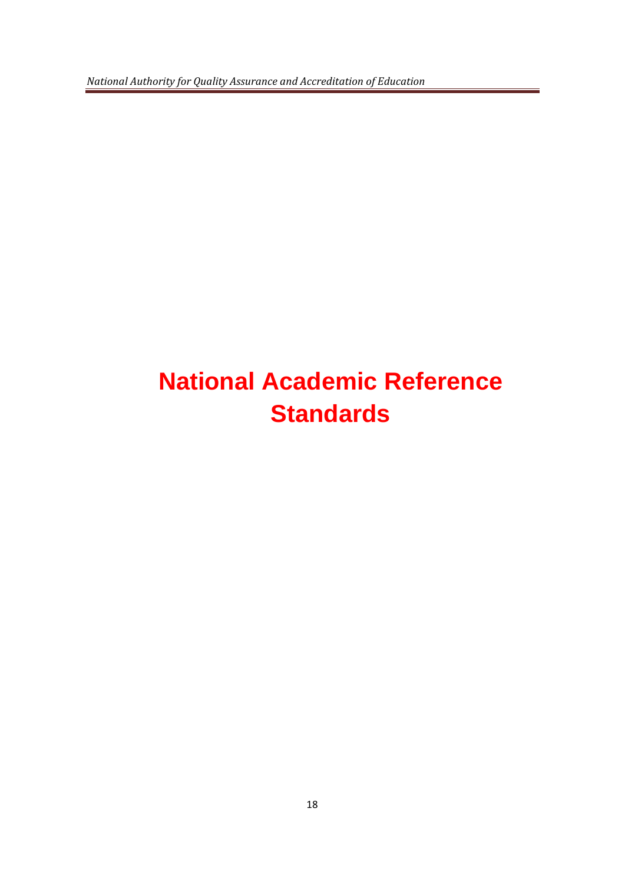# National Academic Reference Standards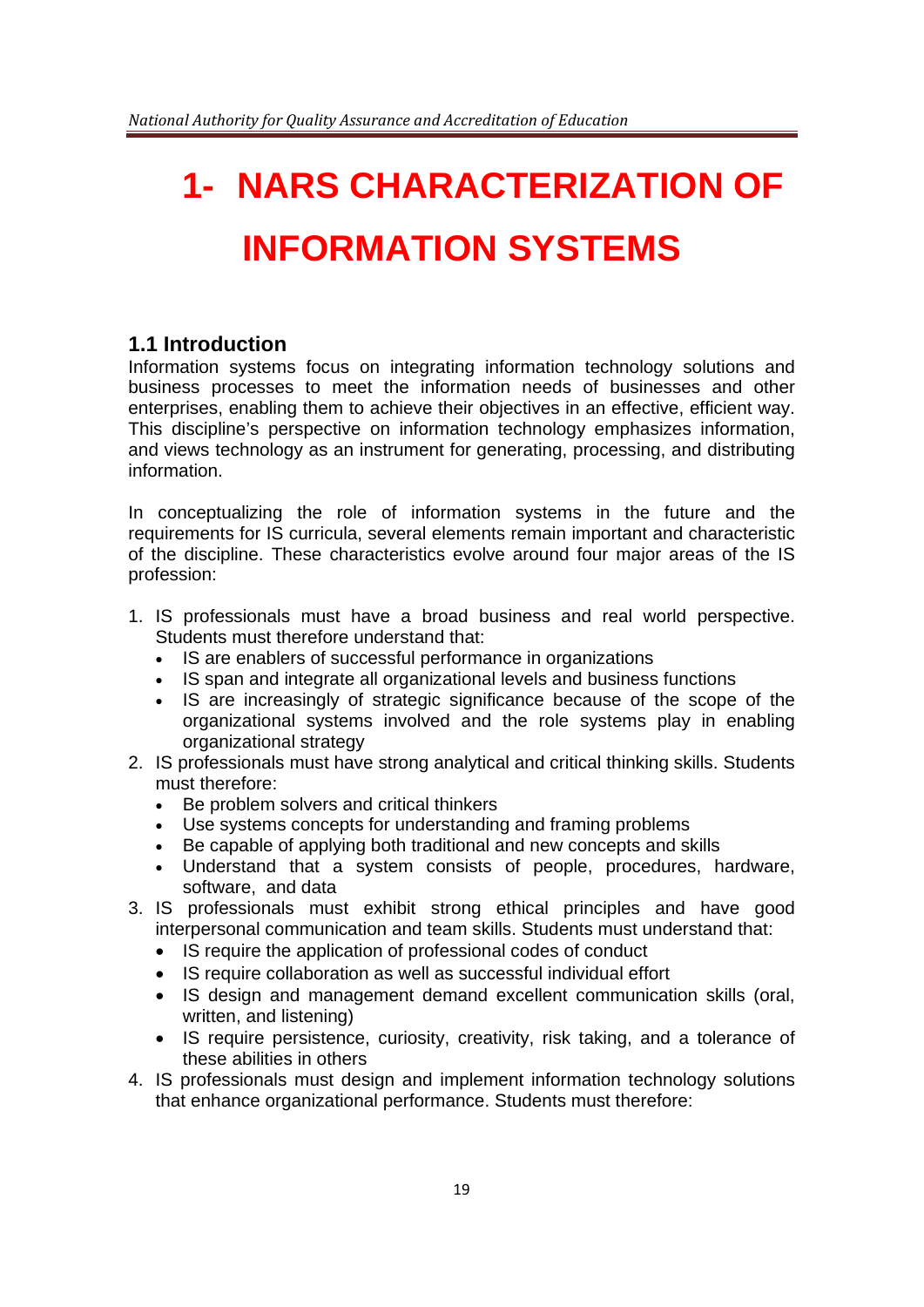# 1- NARS CHARACTERIZATION OF INFORMATION SYSTEMS

## 1.1 Introduction

Information systems focus on integrating information technology solutions and business processes to meet the information needs of businesses and other enterprises, enabling them to achieve their objectives in an effective, efficient way. This discipline's perspective on information technology emphasizes information, and views technology as an instrument for generating, processing, and distributing information.

In conceptualizing the role of information systems in the future and the requirements for IS curricula, several elements remain important and characteristic of the discipline. These characteristics evolve around four major areas of the IS profession:

1. IS professionals must have a broad business and real world perspective. Students must therefore understand that:
   - IS are enablers of successful performance in organizations
   - IS span and integrate all organizational levels and business functions
   - IS are increasingly of strategic significance because of the scope of the organizational systems involved and the role systems play in enabling organizational strategy
2. IS professionals must have strong analytical and critical thinking skills. Students must therefore:
   - Be problem solvers and critical thinkers
   - Use systems concepts for understanding and framing problems
   - Be capable of applying both traditional and new concepts and skills
   - Understand that a system consists of people, procedures, hardware, software, and data
3. IS professionals must exhibit strong ethical principles and have good interpersonal communication and team skills. Students must understand that:
   - IS require the application of professional codes of conduct
   - IS require collaboration as well as successful individual effort
   - IS design and management demand excellent communication skills (oral, written, and listening)
   - IS require persistence, curiosity, creativity, risk taking, and a tolerance of these abilities in others
4. IS professionals must design and implement information technology solutions that enhance organizational performance. Students must therefore: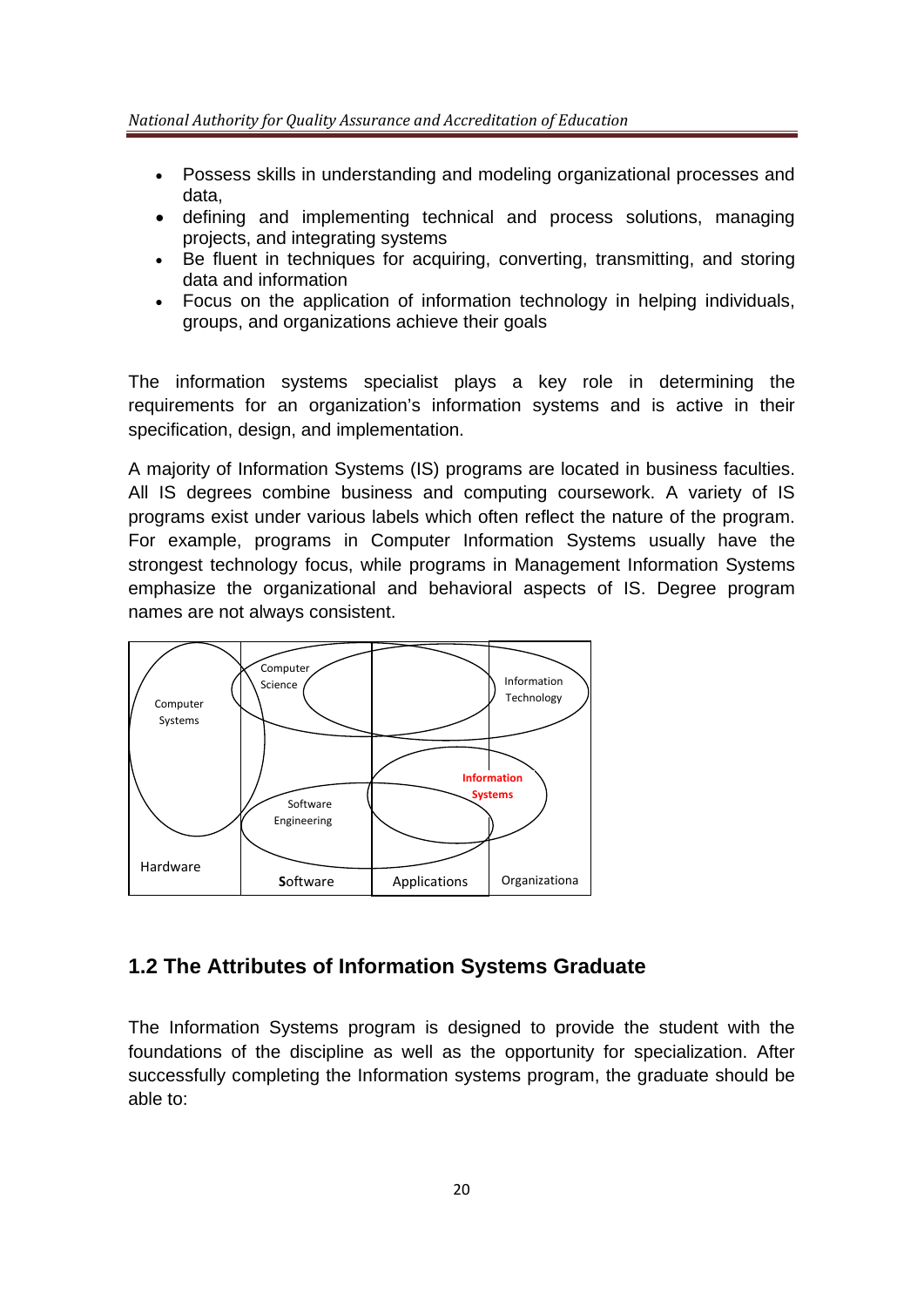- Possess skills in understanding and modeling organizational processes and data,
- defining and implementing technical and process solutions, managing projects, and integrating systems
- Be fluent in techniques for acquiring, converting, transmitting, and storing data and information
- Focus on the application of information technology in helping individuals, groups, and organizations achieve their goals

The information systems specialist plays a key role in determining the requirements for an organization's information systems and is active in their specification, design, and implementation.

A majority of Information Systems (IS) programs are located in business faculties. All IS degrees combine business and computing coursework. A variety of IS programs exist under various labels which often reflect the nature of the program. For example, programs in Computer Information Systems usually have the strongest technology focus, while programs in Management Information Systems emphasize the organizational and behavioral aspects of IS. Degree program names are not always consistent.

Computer Systems | Computer Science | Information Technology | Information Systems | Software Engineering

Hardware | Software | Applications | Organizationa

## 1.2 The Attributes of Information Systems Graduate

The Information Systems program is designed to provide the student with the foundations of the discipline as well as the opportunity for specialization. After successfully completing the Information systems program, the graduate should be able to: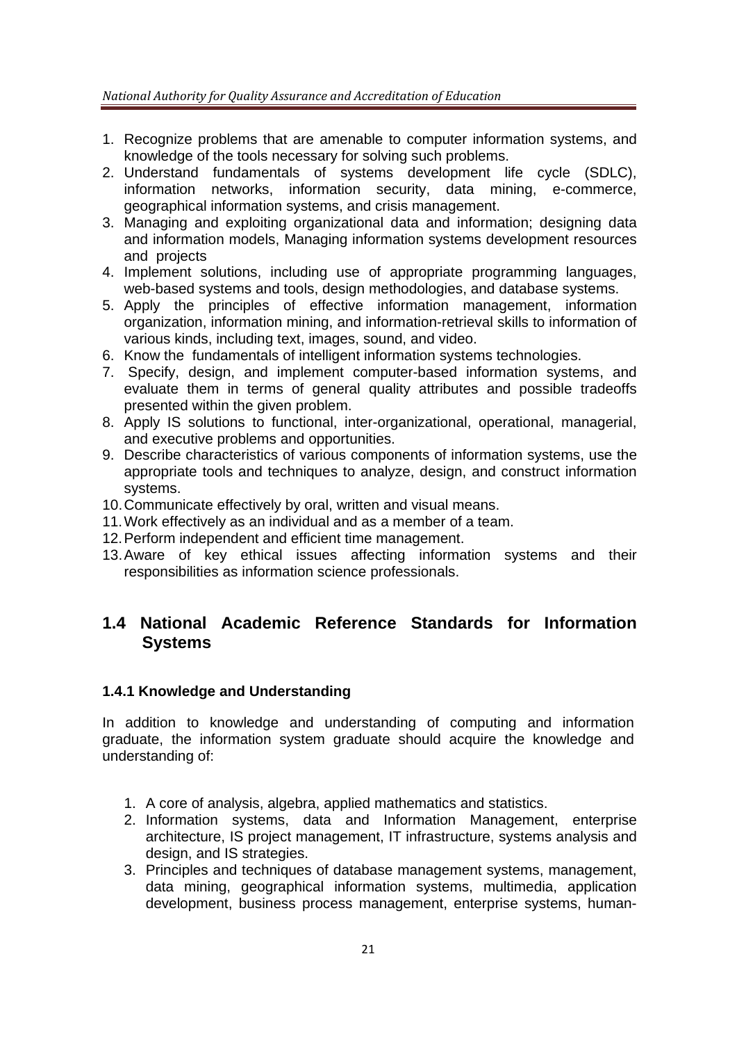1. Recognize problems that are amenable to computer information systems, and knowledge of the tools necessary for solving such problems.
2. Understand fundamentals of systems development life cycle (SDLC), information networks, information security, data mining, e-commerce, geographical information systems, and crisis management.
3. Managing and exploiting organizational data and information; designing data and information models, Managing information systems development resources and projects
4. Implement solutions, including use of appropriate programming languages, web-based systems and tools, design methodologies, and database systems.
5. Apply the principles of effective information management, information organization, information mining, and information-retrieval skills to information of various kinds, including text, images, sound, and video.
6. Know the fundamentals of intelligent information systems technologies.
7. Specify, design, and implement computer-based information systems, and evaluate them in terms of general quality attributes and possible tradeoffs presented within the given problem.
8. Apply IS solutions to functional, inter-organizational, operational, managerial, and executive problems and opportunities.
9. Describe characteristics of various components of information systems, use the appropriate tools and techniques to analyze, design, and construct information systems.
10. Communicate effectively by oral, written and visual means.
11. Work effectively as an individual and as a member of a team.
12. Perform independent and efficient time management.
13. Aware of key ethical issues affecting information systems and their responsibilities as information science professionals.

## 1.4 National Academic Reference Standards for Information Systems

### 1.4.1 Knowledge and Understanding

In addition to knowledge and understanding of computing and information graduate, the information system graduate should acquire the knowledge and understanding of:

1. A core of analysis, algebra, applied mathematics and statistics.
2. Information systems, data and Information Management, enterprise architecture, IS project management, IT infrastructure, systems analysis and design, and IS strategies.
3. Principles and techniques of database management systems, management, data mining, geographical information systems, multimedia, application development, business process management, enterprise systems, human-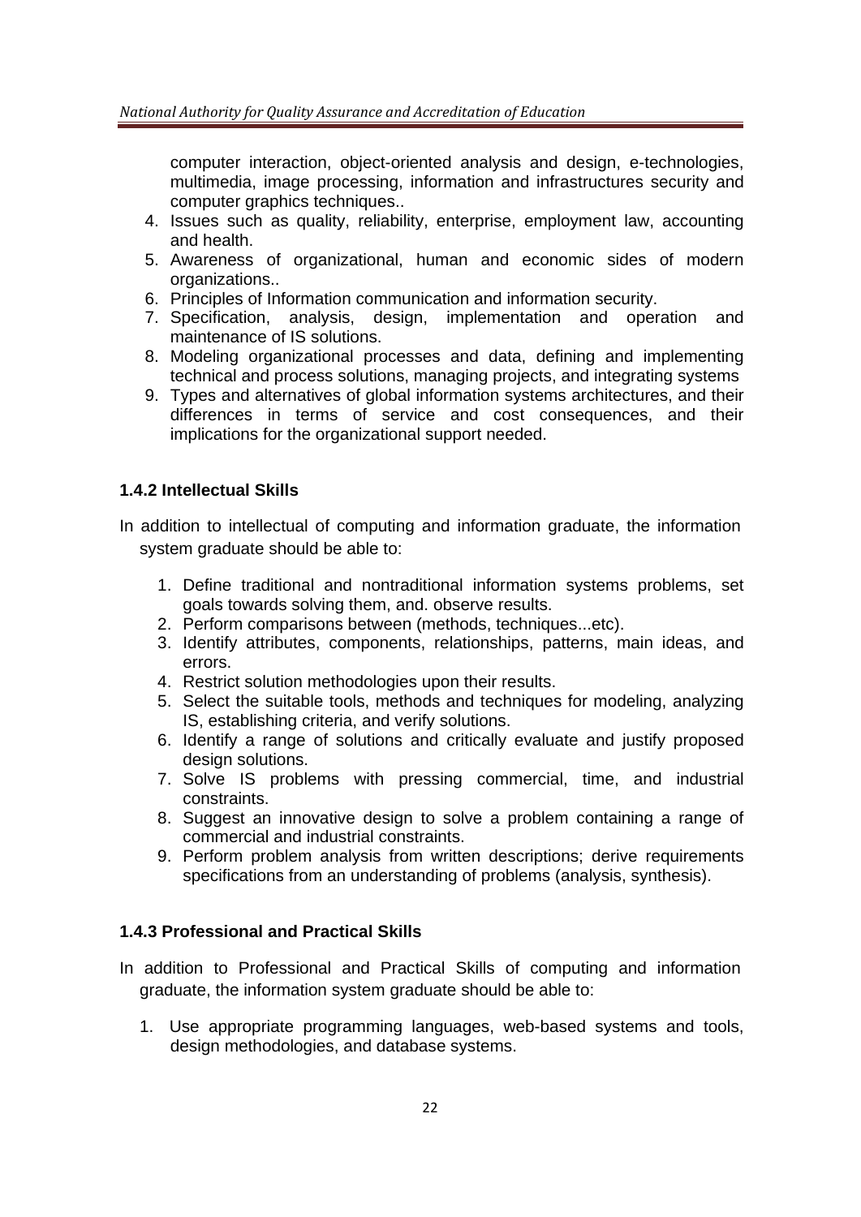computer interaction, object-oriented analysis and design, e-technologies, multimedia, image processing, information and infrastructures security and computer graphics techniques..

4. Issues such as quality, reliability, enterprise, employment law, accounting and health.
5. Awareness of organizational, human and economic sides of modern organizations..
6. Principles of Information communication and information security.
7. Specification, analysis, design, implementation and operation and maintenance of IS solutions.
8. Modeling organizational processes and data, defining and implementing technical and process solutions, managing projects, and integrating systems
9. Types and alternatives of global information systems architectures, and their differences in terms of service and cost consequences, and their implications for the organizational support needed.

### 1.4.2 Intellectual Skills

In addition to intellectual of computing and information graduate, the information system graduate should be able to:

1. Define traditional and nontraditional information systems problems, set goals towards solving them, and. observe results.
2. Perform comparisons between (methods, techniques...etc).
3. Identify attributes, components, relationships, patterns, main ideas, and errors.
4. Restrict solution methodologies upon their results.
5. Select the suitable tools, methods and techniques for modeling, analyzing IS, establishing criteria, and verify solutions.
6. Identify a range of solutions and critically evaluate and justify proposed design solutions.
7. Solve IS problems with pressing commercial, time, and industrial constraints.
8. Suggest an innovative design to solve a problem containing a range of commercial and industrial constraints.
9. Perform problem analysis from written descriptions; derive requirements specifications from an understanding of problems (analysis, synthesis).

### 1.4.3 Professional and Practical Skills

In addition to Professional and Practical Skills of computing and information graduate, the information system graduate should be able to:

1. Use appropriate programming languages, web-based systems and tools, design methodologies, and database systems.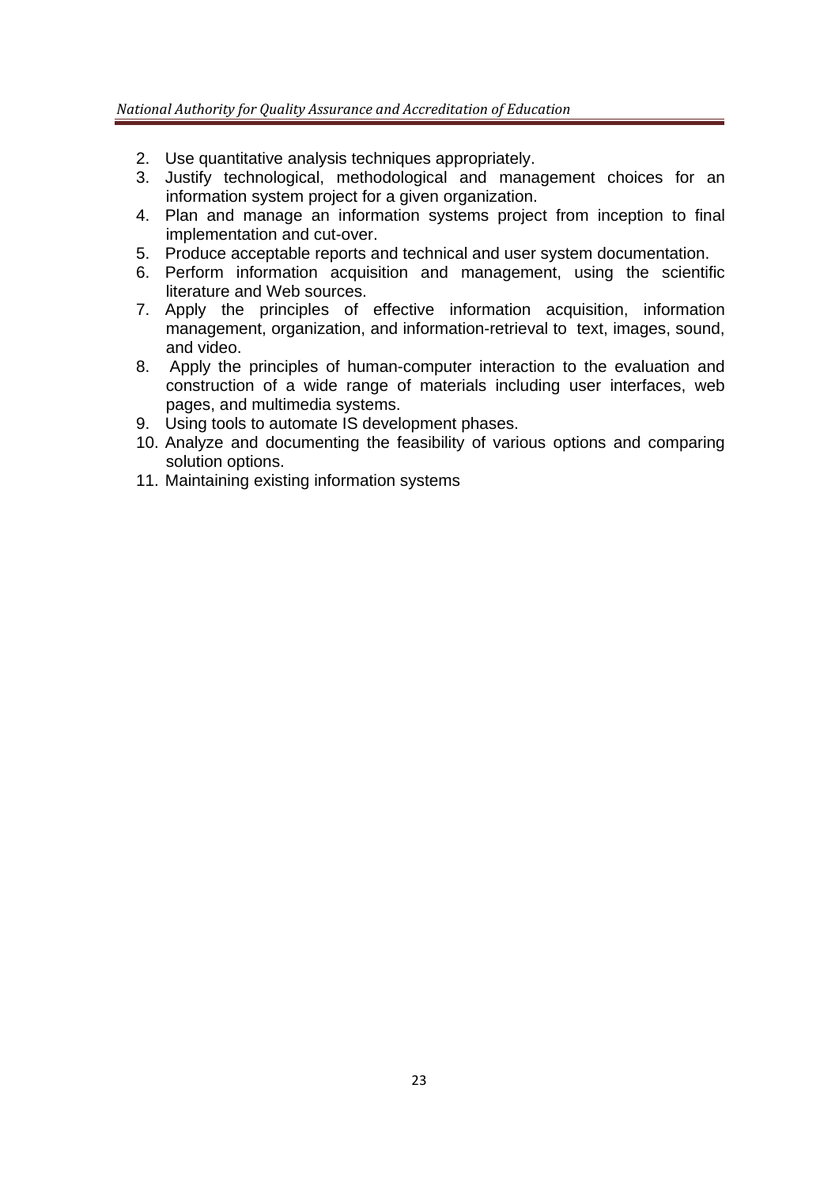2. Use quantitative analysis techniques appropriately.
3. Justify technological, methodological and management choices for an information system project for a given organization.
4. Plan and manage an information systems project from inception to final implementation and cut-over.
5. Produce acceptable reports and technical and user system documentation.
6. Perform information acquisition and management, using the scientific literature and Web sources.
7. Apply the principles of effective information acquisition, information management, organization, and information-retrieval to text, images, sound, and video.
8. Apply the principles of human-computer interaction to the evaluation and construction of a wide range of materials including user interfaces, web pages, and multimedia systems.
9. Using tools to automate IS development phases.
10. Analyze and documenting the feasibility of various options and comparing solution options.
11. Maintaining existing information systems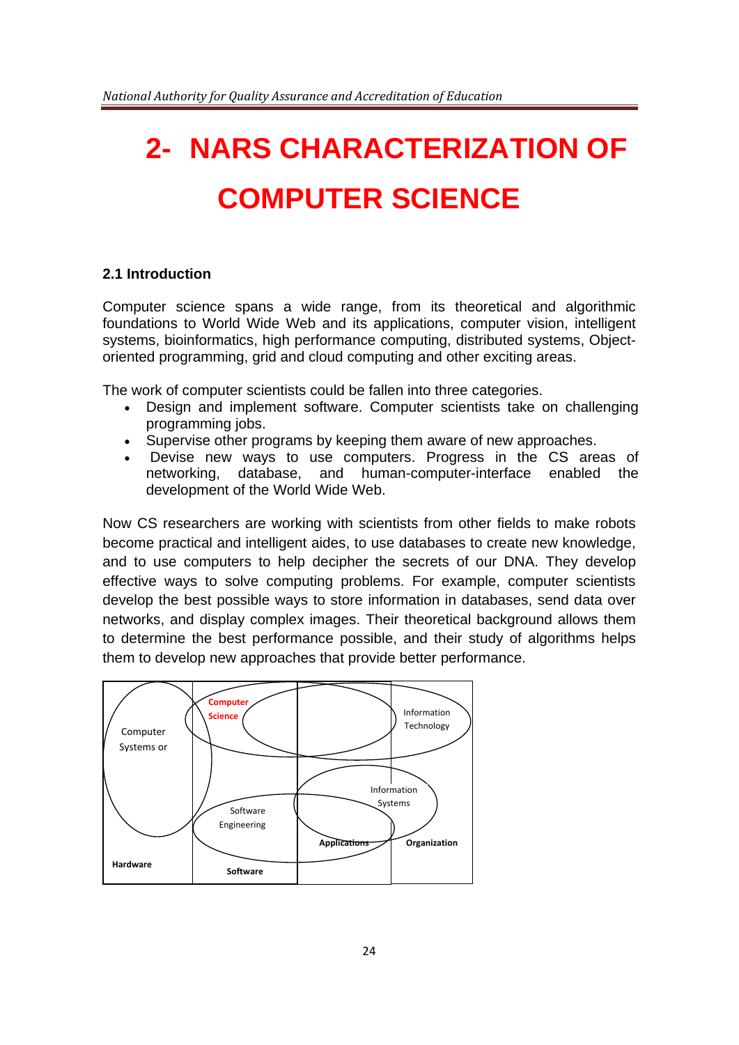# 2- NARS CHARACTERIZATION OF COMPUTER SCIENCE

## 2.1 Introduction

Computer science spans a wide range, from its theoretical and algorithmic foundations to World Wide Web and its applications, computer vision, intelligent systems, bioinformatics, high performance computing, distributed systems, Object-oriented programming, grid and cloud computing and other exciting areas.

The work of computer scientists could be fallen into three categories.

- Design and implement software. Computer scientists take on challenging programming jobs.
- Supervise other programs by keeping them aware of new approaches.
- Devise new ways to use computers. Progress in the CS areas of networking, database, and human-computer-interface enabled the development of the World Wide Web.

Now CS researchers are working with scientists from other fields to make robots become practical and intelligent aides, to use databases to create new knowledge, and to use computers to help decipher the secrets of our DNA. They develop effective ways to solve computing problems. For example, computer scientists develop the best possible ways to store information in databases, send data over networks, and display complex images. Their theoretical background allows them to determine the best performance possible, and their study of algorithms helps them to develop new approaches that provide better performance.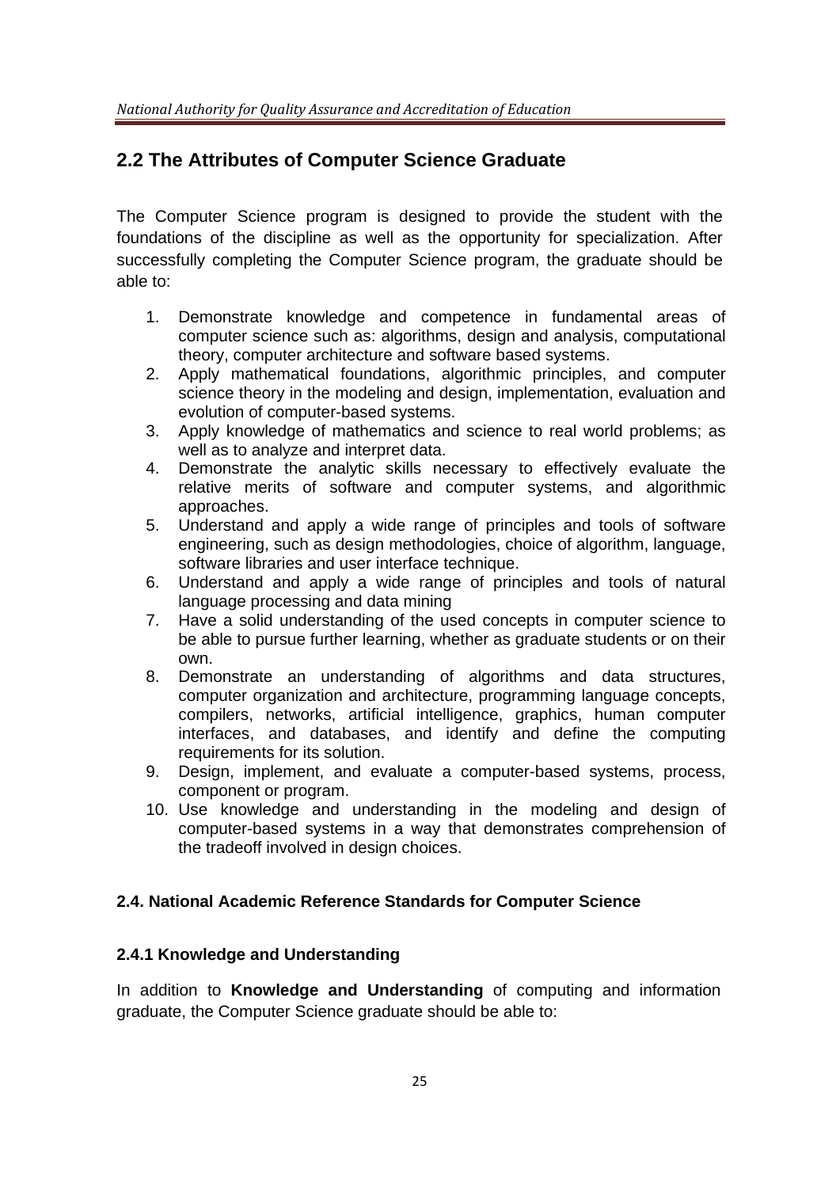## 2.2 The Attributes of Computer Science Graduate

The Computer Science program is designed to provide the student with the foundations of the discipline as well as the opportunity for specialization. After successfully completing the Computer Science program, the graduate should be able to:

1. Demonstrate knowledge and competence in fundamental areas of computer science such as: algorithms, design and analysis, computational theory, computer architecture and software based systems.
2. Apply mathematical foundations, algorithmic principles, and computer science theory in the modeling and design, implementation, evaluation and evolution of computer-based systems.
3. Apply knowledge of mathematics and science to real world problems; as well as to analyze and interpret data.
4. Demonstrate the analytic skills necessary to effectively evaluate the relative merits of software and computer systems, and algorithmic approaches.
5. Understand and apply a wide range of principles and tools of software engineering, such as design methodologies, choice of algorithm, language, software libraries and user interface technique.
6. Understand and apply a wide range of principles and tools of natural language processing and data mining
7. Have a solid understanding of the used concepts in computer science to be able to pursue further learning, whether as graduate students or on their own.
8. Demonstrate an understanding of algorithms and data structures, computer organization and architecture, programming language concepts, compilers, networks, artificial intelligence, graphics, human computer interfaces, and databases, and identify and define the computing requirements for its solution.
9. Design, implement, and evaluate a computer-based systems, process, component or program.
10. Use knowledge and understanding in the modeling and design of computer-based systems in a way that demonstrates comprehension of the tradeoff involved in design choices.

### 2.4. National Academic Reference Standards for Computer Science

#### 2.4.1 Knowledge and Understanding

In addition to **Knowledge and Understanding** of computing and information graduate, the Computer Science graduate should be able to: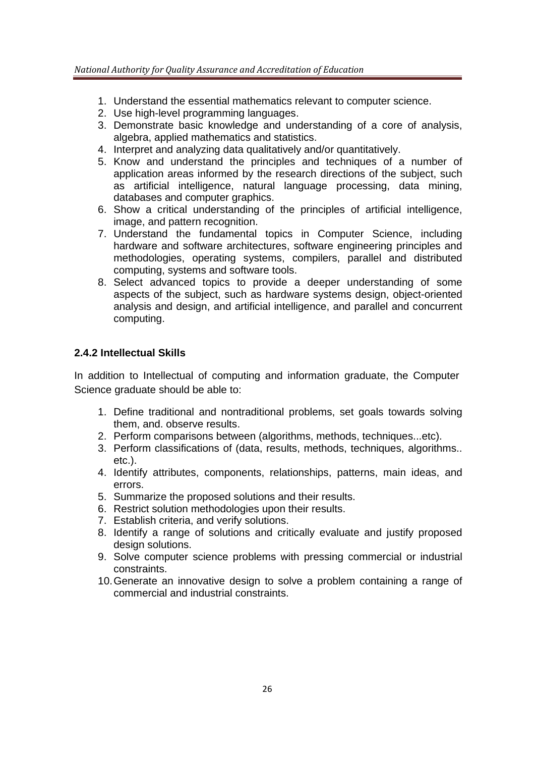1. Understand the essential mathematics relevant to computer science.
2. Use high-level programming languages.
3. Demonstrate basic knowledge and understanding of a core of analysis, algebra, applied mathematics and statistics.
4. Interpret and analyzing data qualitatively and/or quantitatively.
5. Know and understand the principles and techniques of a number of application areas informed by the research directions of the subject, such as artificial intelligence, natural language processing, data mining, databases and computer graphics.
6. Show a critical understanding of the principles of artificial intelligence, image, and pattern recognition.
7. Understand the fundamental topics in Computer Science, including hardware and software architectures, software engineering principles and methodologies, operating systems, compilers, parallel and distributed computing, systems and software tools.
8. Select advanced topics to provide a deeper understanding of some aspects of the subject, such as hardware systems design, object-oriented analysis and design, and artificial intelligence, and parallel and concurrent computing.

### 2.4.2 Intellectual Skills

In addition to Intellectual of computing and information graduate, the Computer Science graduate should be able to:

1. Define traditional and nontraditional problems, set goals towards solving them, and. observe results.
2. Perform comparisons between (algorithms, methods, techniques...etc).
3. Perform classifications of (data, results, methods, techniques, algorithms.. etc.).
4. Identify attributes, components, relationships, patterns, main ideas, and errors.
5. Summarize the proposed solutions and their results.
6. Restrict solution methodologies upon their results.
7. Establish criteria, and verify solutions.
8. Identify a range of solutions and critically evaluate and justify proposed design solutions.
9. Solve computer science problems with pressing commercial or industrial constraints.
10. Generate an innovative design to solve a problem containing a range of commercial and industrial constraints.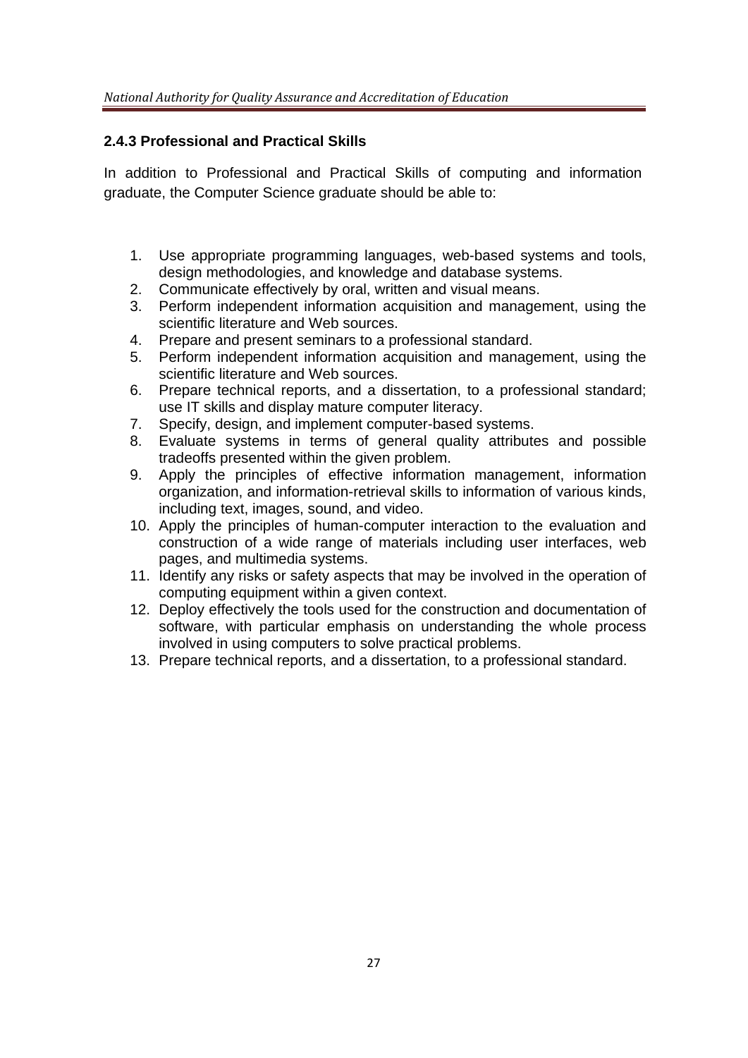### 2.4.3 Professional and Practical Skills

In addition to Professional and Practical Skills of computing and information graduate, the Computer Science graduate should be able to:

1. Use appropriate programming languages, web-based systems and tools, design methodologies, and knowledge and database systems.
2. Communicate effectively by oral, written and visual means.
3. Perform independent information acquisition and management, using the scientific literature and Web sources.
4. Prepare and present seminars to a professional standard.
5. Perform independent information acquisition and management, using the scientific literature and Web sources.
6. Prepare technical reports, and a dissertation, to a professional standard; use IT skills and display mature computer literacy.
7. Specify, design, and implement computer-based systems.
8. Evaluate systems in terms of general quality attributes and possible tradeoffs presented within the given problem.
9. Apply the principles of effective information management, information organization, and information-retrieval skills to information of various kinds, including text, images, sound, and video.
10. Apply the principles of human-computer interaction to the evaluation and construction of a wide range of materials including user interfaces, web pages, and multimedia systems.
11. Identify any risks or safety aspects that may be involved in the operation of computing equipment within a given context.
12. Deploy effectively the tools used for the construction and documentation of software, with particular emphasis on understanding the whole process involved in using computers to solve practical problems.
13. Prepare technical reports, and a dissertation, to a professional standard.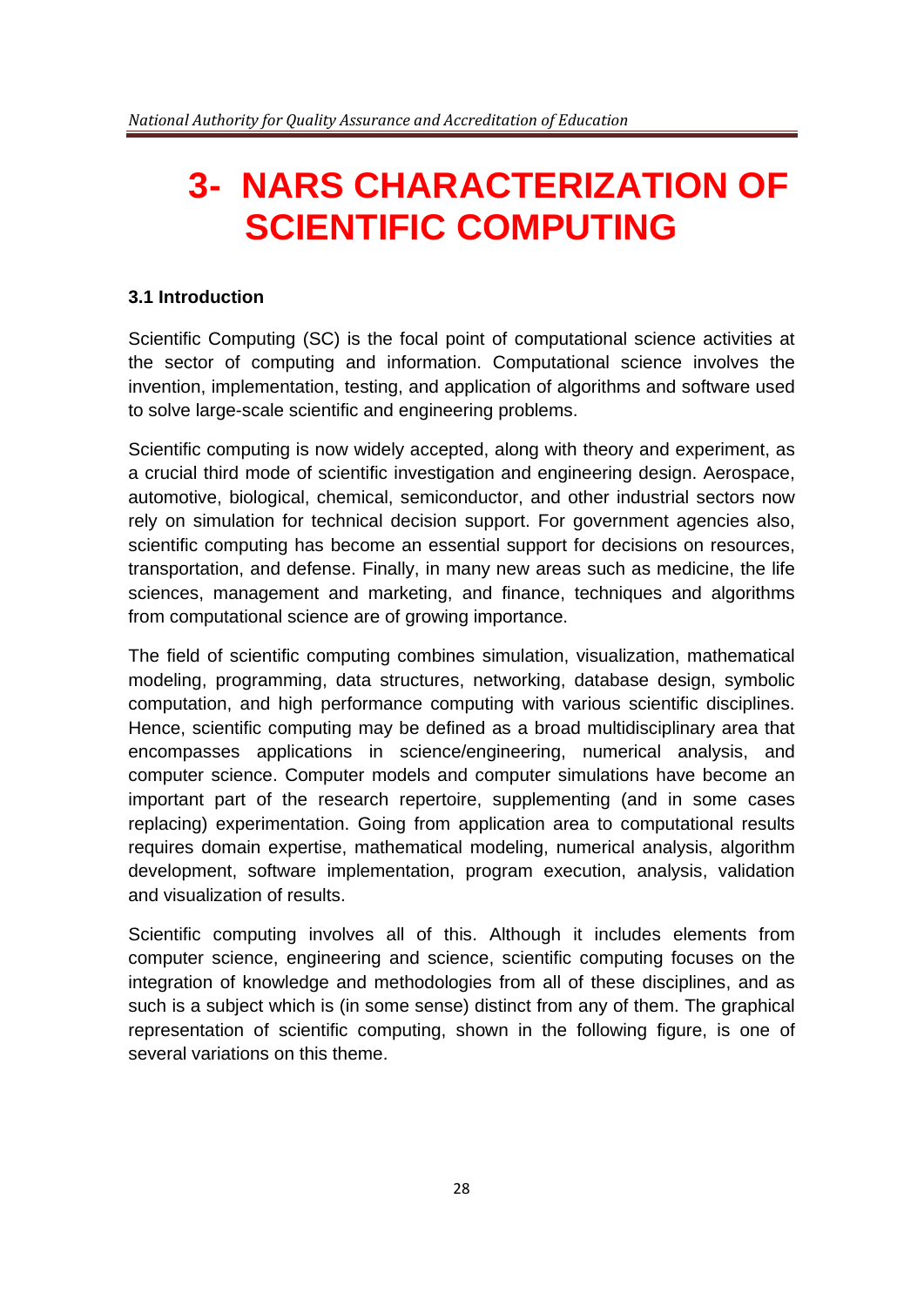# 3- NARS CHARACTERIZATION OF SCIENTIFIC COMPUTING

### 3.1 Introduction

Scientific Computing (SC) is the focal point of computational science activities at the sector of computing and information. Computational science involves the invention, implementation, testing, and application of algorithms and software used to solve large-scale scientific and engineering problems.

Scientific computing is now widely accepted, along with theory and experiment, as a crucial third mode of scientific investigation and engineering design. Aerospace, automotive, biological, chemical, semiconductor, and other industrial sectors now rely on simulation for technical decision support. For government agencies also, scientific computing has become an essential support for decisions on resources, transportation, and defense. Finally, in many new areas such as medicine, the life sciences, management and marketing, and finance, techniques and algorithms from computational science are of growing importance.

The field of scientific computing combines simulation, visualization, mathematical modeling, programming, data structures, networking, database design, symbolic computation, and high performance computing with various scientific disciplines. Hence, scientific computing may be defined as a broad multidisciplinary area that encompasses applications in science/engineering, numerical analysis, and computer science. Computer models and computer simulations have become an important part of the research repertoire, supplementing (and in some cases replacing) experimentation. Going from application area to computational results requires domain expertise, mathematical modeling, numerical analysis, algorithm development, software implementation, program execution, analysis, validation and visualization of results.

Scientific computing involves all of this. Although it includes elements from computer science, engineering and science, scientific computing focuses on the integration of knowledge and methodologies from all of these disciplines, and as such is a subject which is (in some sense) distinct from any of them. The graphical representation of scientific computing, shown in the following figure, is one of several variations on this theme.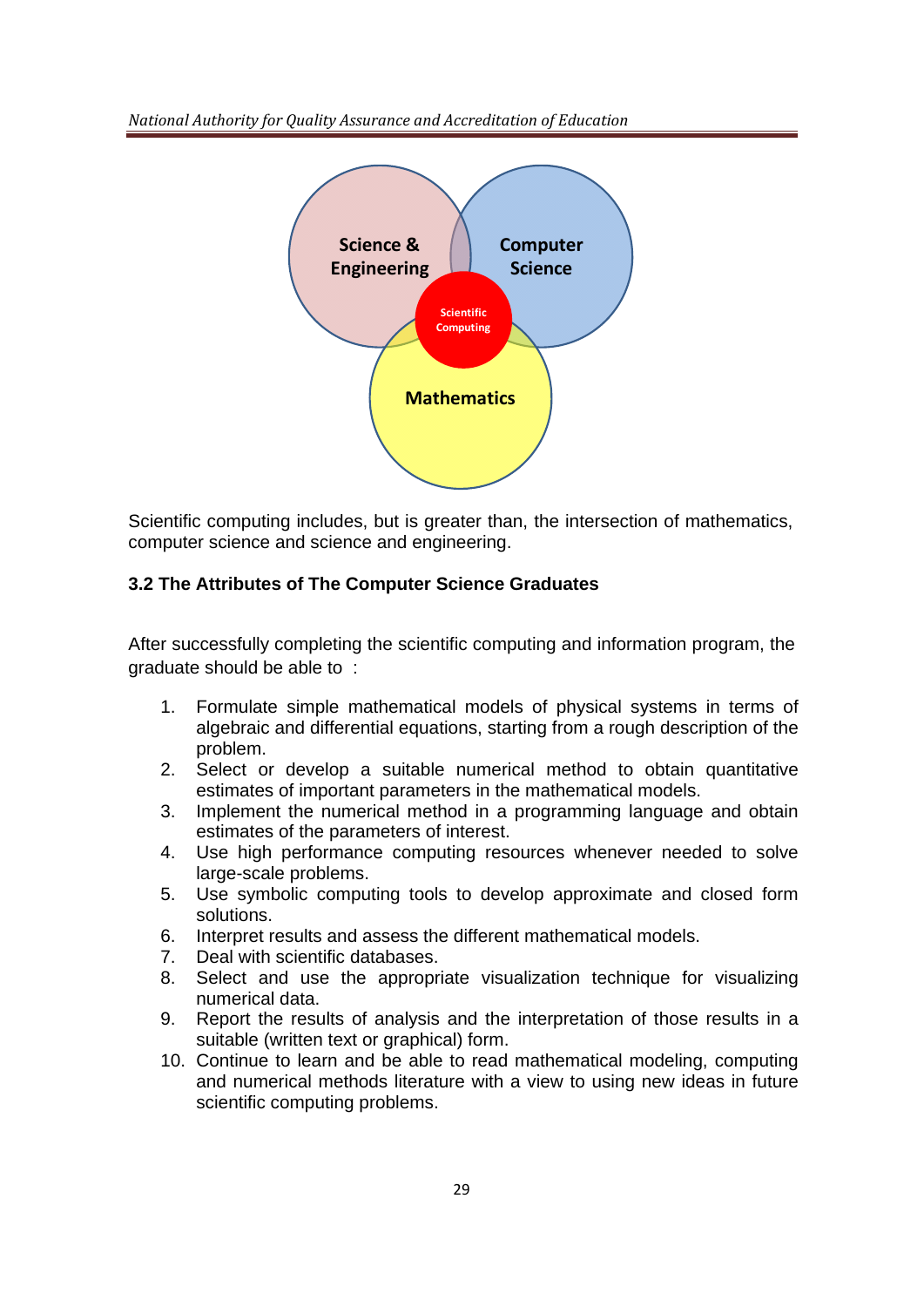Scientific computing includes, but is greater than, the intersection of mathematics, computer science and science and engineering.

### 3.2 The Attributes of The Computer Science Graduates

After successfully completing the scientific computing and information program, the graduate should be able to :

1. Formulate simple mathematical models of physical systems in terms of algebraic and differential equations, starting from a rough description of the problem.
2. Select or develop a suitable numerical method to obtain quantitative estimates of important parameters in the mathematical models.
3. Implement the numerical method in a programming language and obtain estimates of the parameters of interest.
4. Use high performance computing resources whenever needed to solve large-scale problems.
5. Use symbolic computing tools to develop approximate and closed form solutions.
6. Interpret results and assess the different mathematical models.
7. Deal with scientific databases.
8. Select and use the appropriate visualization technique for visualizing numerical data.
9. Report the results of analysis and the interpretation of those results in a suitable (written text or graphical) form.
10. Continue to learn and be able to read mathematical modeling, computing and numerical methods literature with a view to using new ideas in future scientific computing problems.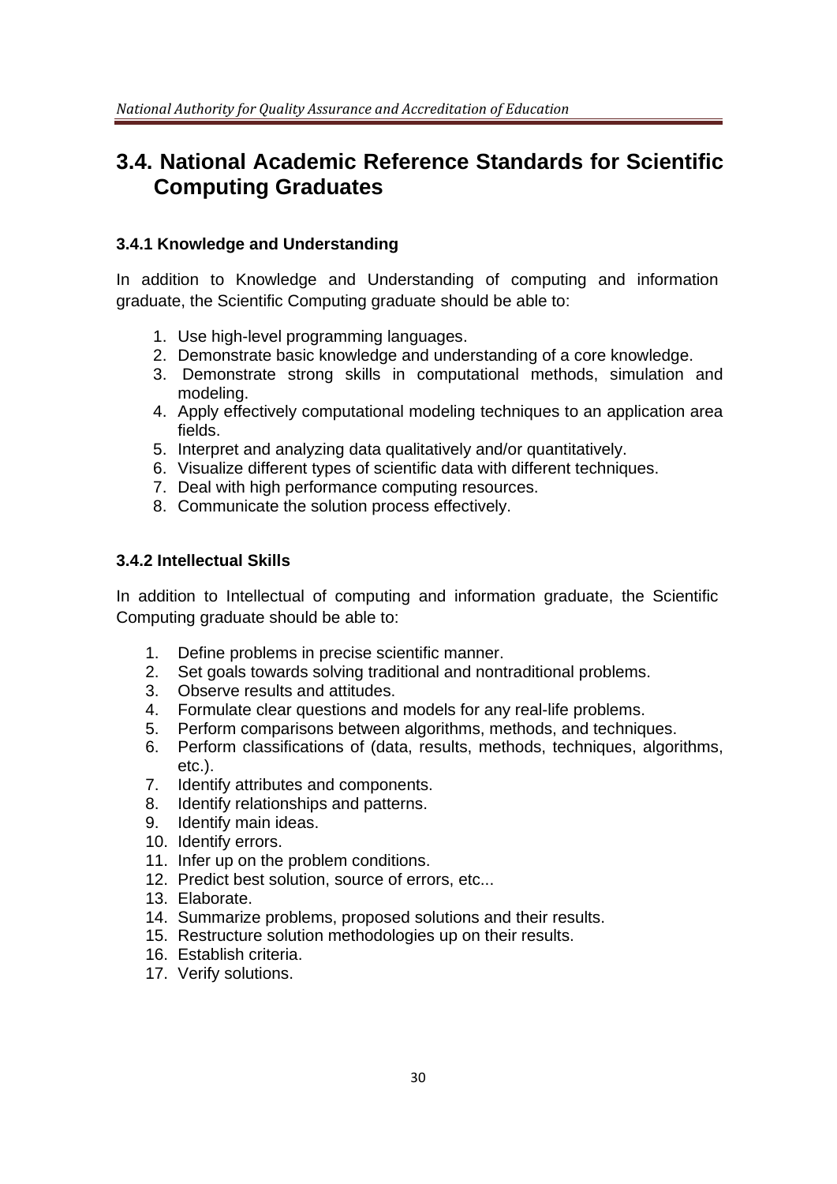## 3.4. National Academic Reference Standards for Scientific Computing Graduates

### 3.4.1 Knowledge and Understanding

In addition to Knowledge and Understanding of computing and information graduate, the Scientific Computing graduate should be able to:

1. Use high-level programming languages.
2. Demonstrate basic knowledge and understanding of a core knowledge.
3. Demonstrate strong skills in computational methods, simulation and modeling.
4. Apply effectively computational modeling techniques to an application area fields.
5. Interpret and analyzing data qualitatively and/or quantitatively.
6. Visualize different types of scientific data with different techniques.
7. Deal with high performance computing resources.
8. Communicate the solution process effectively.

### 3.4.2 Intellectual Skills

In addition to Intellectual of computing and information graduate, the Scientific Computing graduate should be able to:

1. Define problems in precise scientific manner.
2. Set goals towards solving traditional and nontraditional problems.
3. Observe results and attitudes.
4. Formulate clear questions and models for any real-life problems.
5. Perform comparisons between algorithms, methods, and techniques.
6. Perform classifications of (data, results, methods, techniques, algorithms, etc.).
7. Identify attributes and components.
8. Identify relationships and patterns.
9. Identify main ideas.
10. Identify errors.
11. Infer up on the problem conditions.
12. Predict best solution, source of errors, etc...
13. Elaborate.
14. Summarize problems, proposed solutions and their results.
15. Restructure solution methodologies up on their results.
16. Establish criteria.
17. Verify solutions.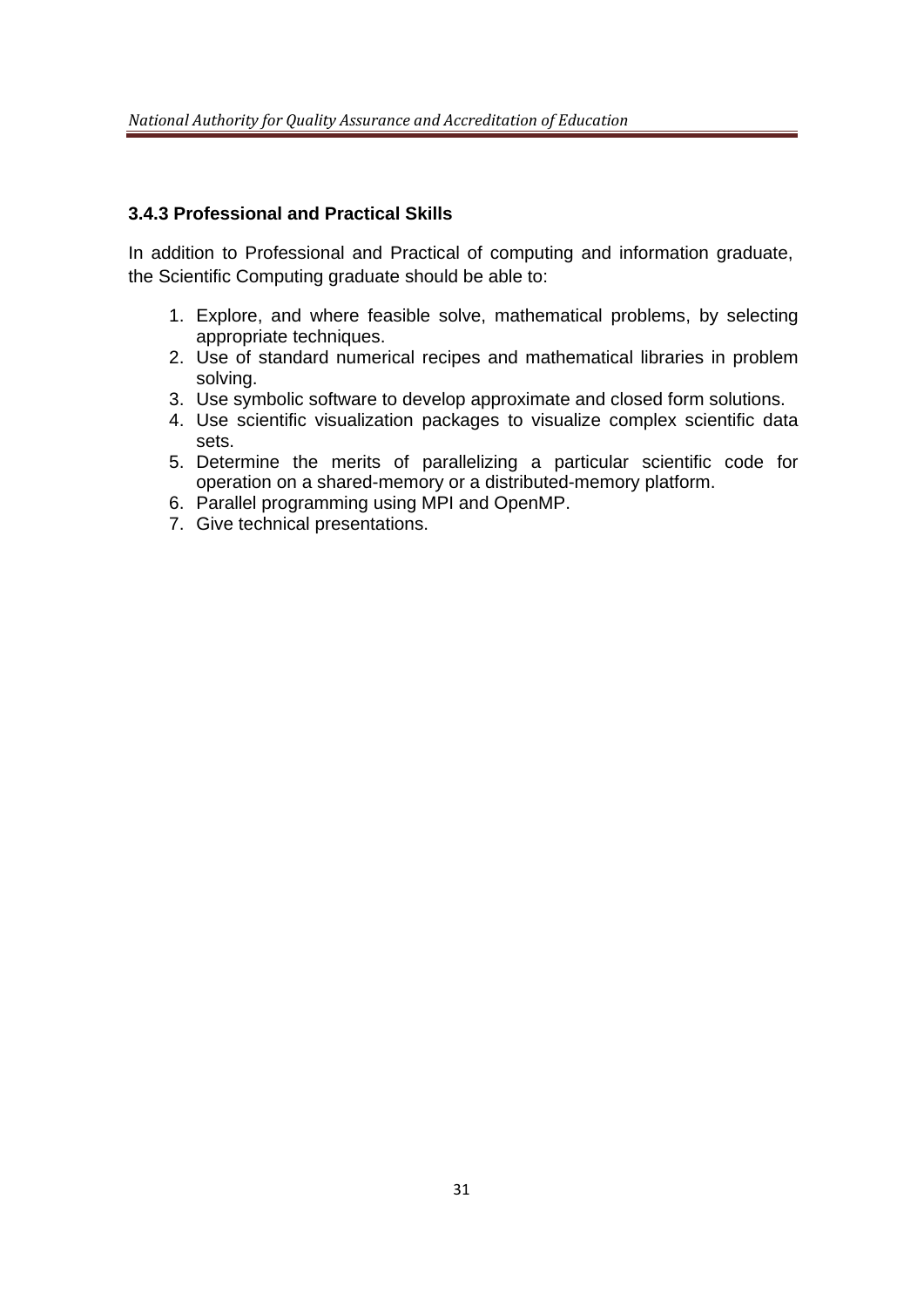### 3.4.3 Professional and Practical Skills

In addition to Professional and Practical of computing and information graduate, the Scientific Computing graduate should be able to:

1. Explore, and where feasible solve, mathematical problems, by selecting appropriate techniques.
2. Use of standard numerical recipes and mathematical libraries in problem solving.
3. Use symbolic software to develop approximate and closed form solutions.
4. Use scientific visualization packages to visualize complex scientific data sets.
5. Determine the merits of parallelizing a particular scientific code for operation on a shared-memory or a distributed-memory platform.
6. Parallel programming using MPI and OpenMP.
7. Give technical presentations.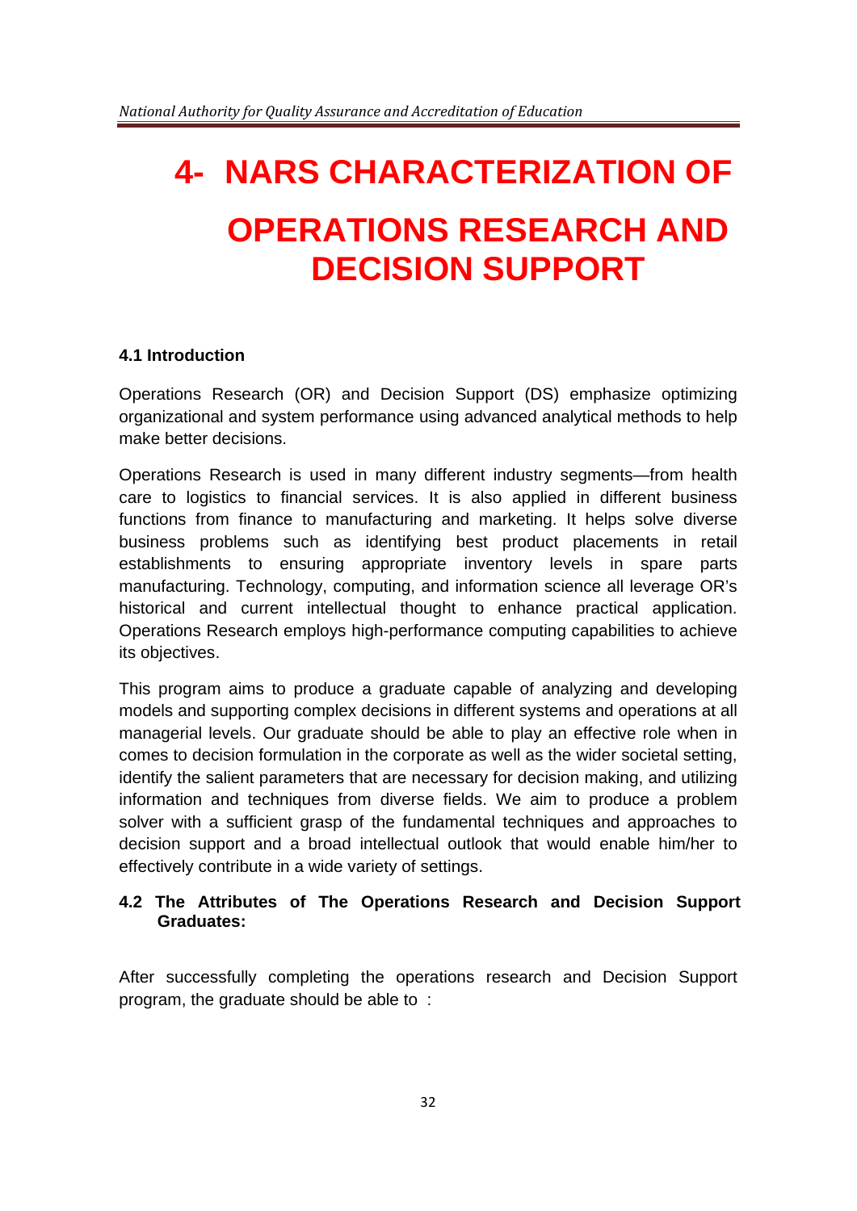# 4- NARS CHARACTERIZATION OF OPERATIONS RESEARCH AND DECISION SUPPORT

## 4.1 Introduction

Operations Research (OR) and Decision Support (DS) emphasize optimizing organizational and system performance using advanced analytical methods to help make better decisions.

Operations Research is used in many different industry segments—from health care to logistics to financial services. It is also applied in different business functions from finance to manufacturing and marketing. It helps solve diverse business problems such as identifying best product placements in retail establishments to ensuring appropriate inventory levels in spare parts manufacturing. Technology, computing, and information science all leverage OR's historical and current intellectual thought to enhance practical application. Operations Research employs high-performance computing capabilities to achieve its objectives.

This program aims to produce a graduate capable of analyzing and developing models and supporting complex decisions in different systems and operations at all managerial levels. Our graduate should be able to play an effective role when in comes to decision formulation in the corporate as well as the wider societal setting, identify the salient parameters that are necessary for decision making, and utilizing information and techniques from diverse fields. We aim to produce a problem solver with a sufficient grasp of the fundamental techniques and approaches to decision support and a broad intellectual outlook that would enable him/her to effectively contribute in a wide variety of settings.

## 4.2 The Attributes of The Operations Research and Decision Support Graduates:

After successfully completing the operations research and Decision Support program, the graduate should be able to :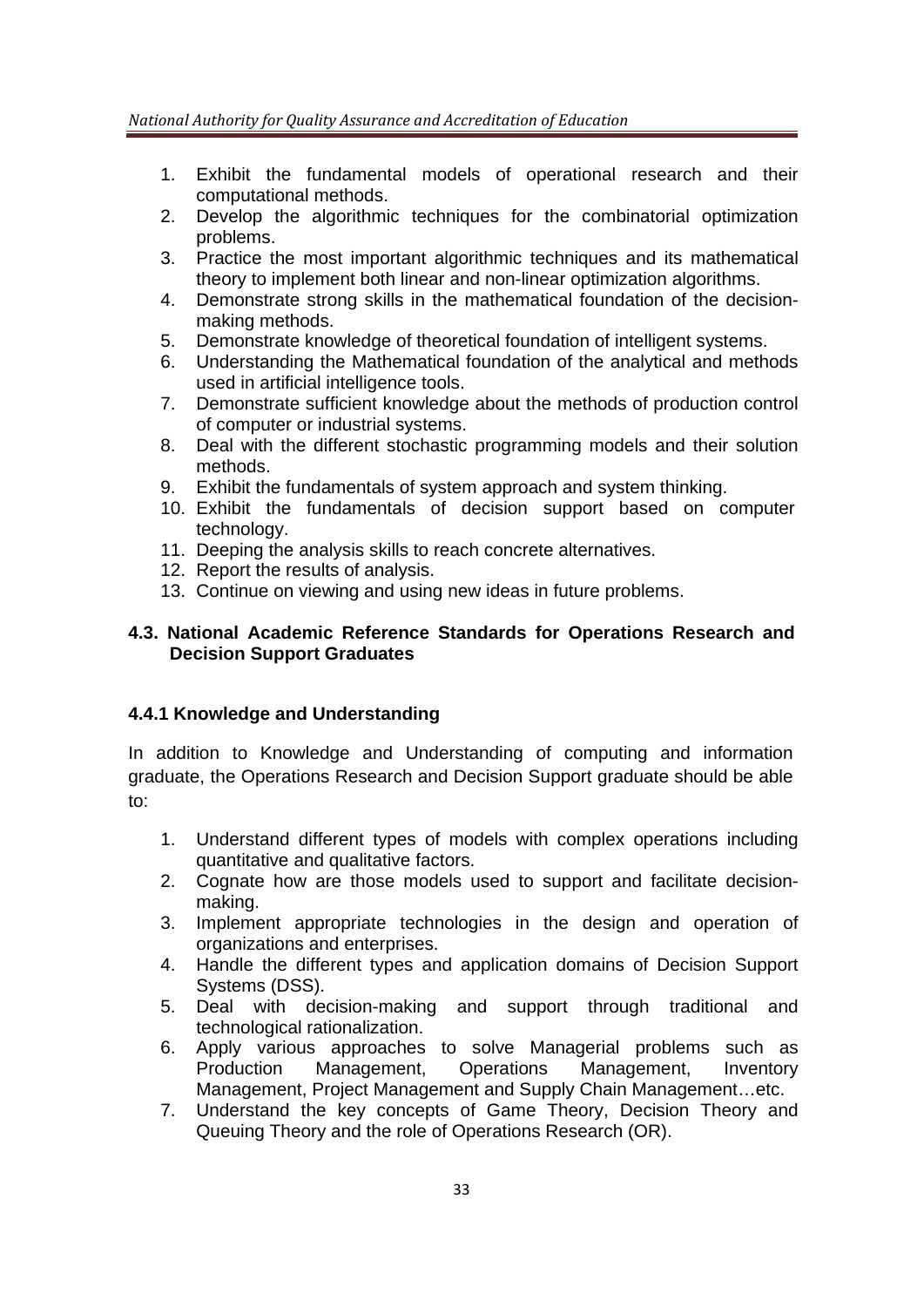1. Exhibit the fundamental models of operational research and their computational methods.
2. Develop the algorithmic techniques for the combinatorial optimization problems.
3. Practice the most important algorithmic techniques and its mathematical theory to implement both linear and non-linear optimization algorithms.
4. Demonstrate strong skills in the mathematical foundation of the decision-making methods.
5. Demonstrate knowledge of theoretical foundation of intelligent systems.
6. Understanding the Mathematical foundation of the analytical and methods used in artificial intelligence tools.
7. Demonstrate sufficient knowledge about the methods of production control of computer or industrial systems.
8. Deal with the different stochastic programming models and their solution methods.
9. Exhibit the fundamentals of system approach and system thinking.
10. Exhibit the fundamentals of decision support based on computer technology.
11. Deeping the analysis skills to reach concrete alternatives.
12. Report the results of analysis.
13. Continue on viewing and using new ideas in future problems.

### 4.3. National Academic Reference Standards for Operations Research and Decision Support Graduates

#### 4.4.1 Knowledge and Understanding

In addition to Knowledge and Understanding of computing and information graduate, the Operations Research and Decision Support graduate should be able to:

1. Understand different types of models with complex operations including quantitative and qualitative factors.
2. Cognate how are those models used to support and facilitate decision-making.
3. Implement appropriate technologies in the design and operation of organizations and enterprises.
4. Handle the different types and application domains of Decision Support Systems (DSS).
5. Deal with decision-making and support through traditional and technological rationalization.
6. Apply various approaches to solve Managerial problems such as Production Management, Operations Management, Inventory Management, Project Management and Supply Chain Management…etc.
7. Understand the key concepts of Game Theory, Decision Theory and Queuing Theory and the role of Operations Research (OR).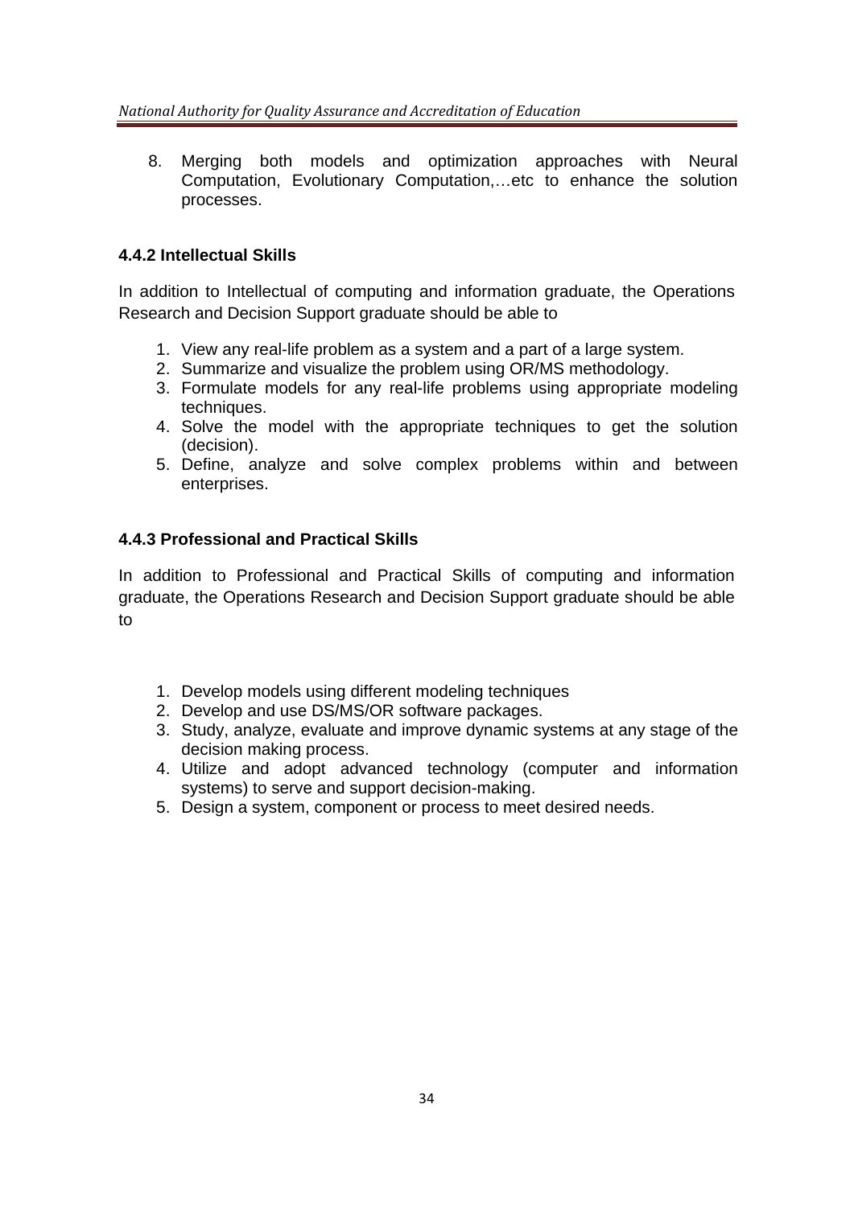8. Merging both models and optimization approaches with Neural Computation, Evolutionary Computation,…etc to enhance the solution processes.

### 4.4.2 Intellectual Skills

In addition to Intellectual of computing and information graduate, the Operations Research and Decision Support graduate should be able to

1. View any real-life problem as a system and a part of a large system.
2. Summarize and visualize the problem using OR/MS methodology.
3. Formulate models for any real-life problems using appropriate modeling techniques.
4. Solve the model with the appropriate techniques to get the solution (decision).
5. Define, analyze and solve complex problems within and between enterprises.

### 4.4.3 Professional and Practical Skills

In addition to Professional and Practical Skills of computing and information graduate, the Operations Research and Decision Support graduate should be able to

1. Develop models using different modeling techniques
2. Develop and use DS/MS/OR software packages.
3. Study, analyze, evaluate and improve dynamic systems at any stage of the decision making process.
4. Utilize and adopt advanced technology (computer and information systems) to serve and support decision-making.
5. Design a system, component or process to meet desired needs.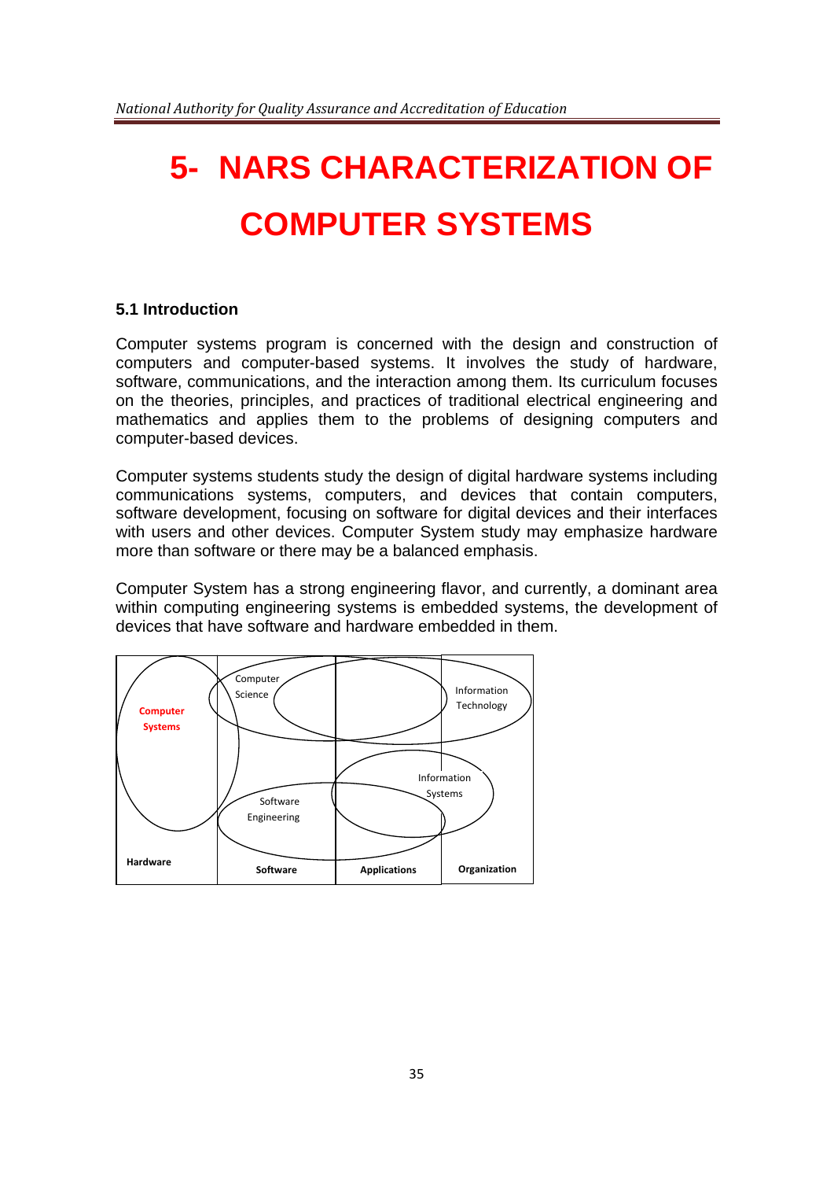# 5- NARS CHARACTERIZATION OF COMPUTER SYSTEMS

## 5.1 Introduction

Computer systems program is concerned with the design and construction of computers and computer-based systems. It involves the study of hardware, software, communications, and the interaction among them. Its curriculum focuses on the theories, principles, and practices of traditional electrical engineering and mathematics and applies them to the problems of designing computers and computer-based devices.

Computer systems students study the design of digital hardware systems including communications systems, computers, and devices that contain computers, software development, focusing on software for digital devices and their interfaces with users and other devices. Computer System study may emphasize hardware more than software or there may be a balanced emphasis.

Computer System has a strong engineering flavor, and currently, a dominant area within computing engineering systems is embedded systems, the development of devices that have software and hardware embedded in them.

Computer Systems
Computer Science
Information Technology
Information Systems
Software Engineering
Hardware
Software
Applications
Organization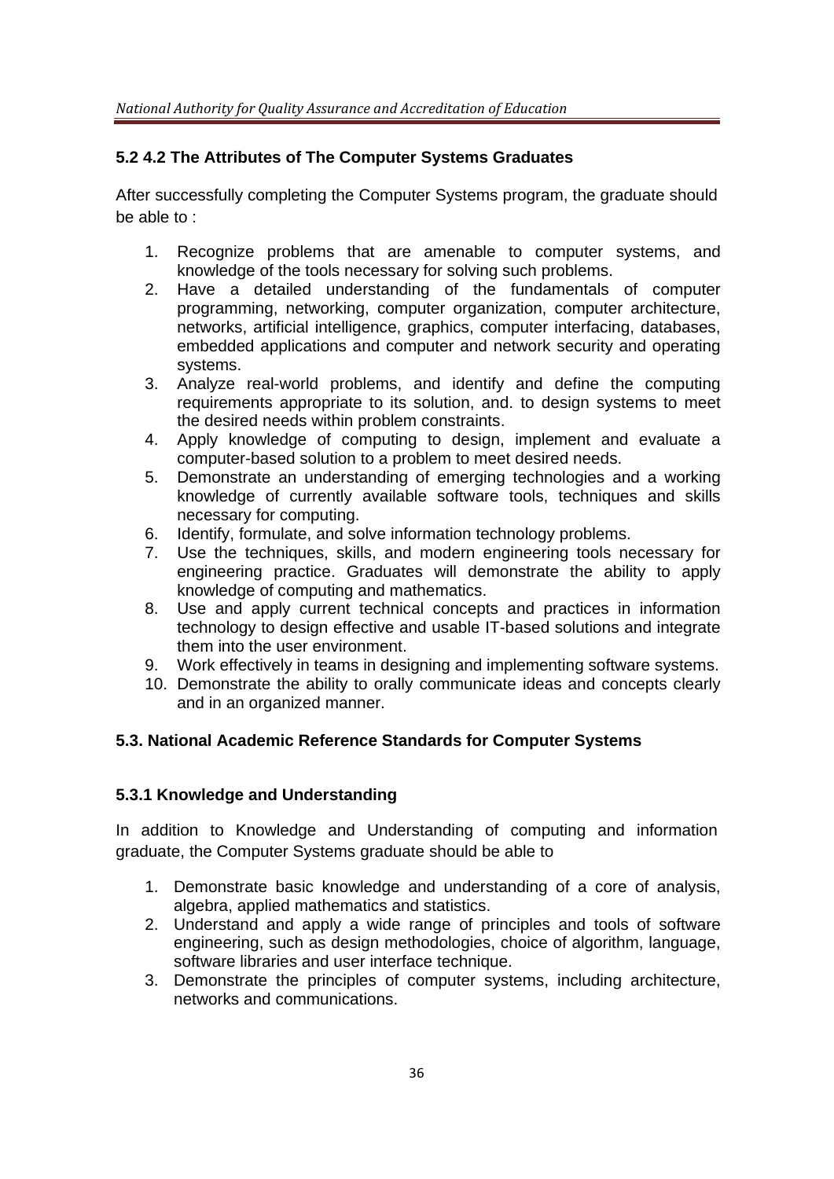### 5.2 4.2 The Attributes of The Computer Systems Graduates

After successfully completing the Computer Systems program, the graduate should be able to :

1. Recognize problems that are amenable to computer systems, and knowledge of the tools necessary for solving such problems.
2. Have a detailed understanding of the fundamentals of computer programming, networking, computer organization, computer architecture, networks, artificial intelligence, graphics, computer interfacing, databases, embedded applications and computer and network security and operating systems.
3. Analyze real-world problems, and identify and define the computing requirements appropriate to its solution, and. to design systems to meet the desired needs within problem constraints.
4. Apply knowledge of computing to design, implement and evaluate a computer-based solution to a problem to meet desired needs.
5. Demonstrate an understanding of emerging technologies and a working knowledge of currently available software tools, techniques and skills necessary for computing.
6. Identify, formulate, and solve information technology problems.
7. Use the techniques, skills, and modern engineering tools necessary for engineering practice. Graduates will demonstrate the ability to apply knowledge of computing and mathematics.
8. Use and apply current technical concepts and practices in information technology to design effective and usable IT-based solutions and integrate them into the user environment.
9. Work effectively in teams in designing and implementing software systems.
10. Demonstrate the ability to orally communicate ideas and concepts clearly and in an organized manner.

### 5.3. National Academic Reference Standards for Computer Systems

#### 5.3.1 Knowledge and Understanding

In addition to Knowledge and Understanding of computing and information graduate, the Computer Systems graduate should be able to

1. Demonstrate basic knowledge and understanding of a core of analysis, algebra, applied mathematics and statistics.
2. Understand and apply a wide range of principles and tools of software engineering, such as design methodologies, choice of algorithm, language, software libraries and user interface technique.
3. Demonstrate the principles of computer systems, including architecture, networks and communications.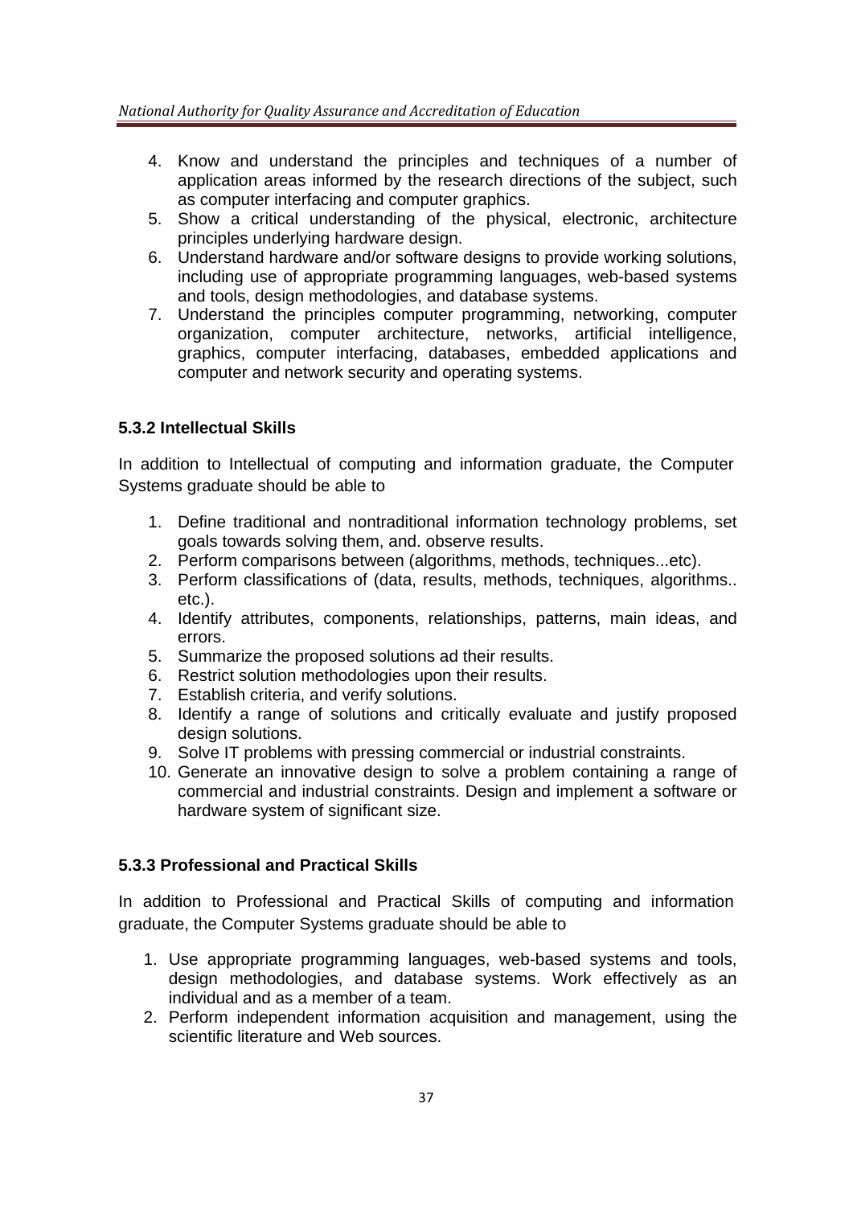4. Know and understand the principles and techniques of a number of application areas informed by the research directions of the subject, such as computer interfacing and computer graphics.
5. Show a critical understanding of the physical, electronic, architecture principles underlying hardware design.
6. Understand hardware and/or software designs to provide working solutions, including use of appropriate programming languages, web-based systems and tools, design methodologies, and database systems.
7. Understand the principles computer programming, networking, computer organization, computer architecture, networks, artificial intelligence, graphics, computer interfacing, databases, embedded applications and computer and network security and operating systems.

### 5.3.2 Intellectual Skills

In addition to Intellectual of computing and information graduate, the Computer Systems graduate should be able to

1. Define traditional and nontraditional information technology problems, set goals towards solving them, and. observe results.
2. Perform comparisons between (algorithms, methods, techniques...etc).
3. Perform classifications of (data, results, methods, techniques, algorithms.. etc.).
4. Identify attributes, components, relationships, patterns, main ideas, and errors.
5. Summarize the proposed solutions ad their results.
6. Restrict solution methodologies upon their results.
7. Establish criteria, and verify solutions.
8. Identify a range of solutions and critically evaluate and justify proposed design solutions.
9. Solve IT problems with pressing commercial or industrial constraints.
10. Generate an innovative design to solve a problem containing a range of commercial and industrial constraints. Design and implement a software or hardware system of significant size.

### 5.3.3 Professional and Practical Skills

In addition to Professional and Practical Skills of computing and information graduate, the Computer Systems graduate should be able to

1. Use appropriate programming languages, web-based systems and tools, design methodologies, and database systems. Work effectively as an individual and as a member of a team.
2. Perform independent information acquisition and management, using the scientific literature and Web sources.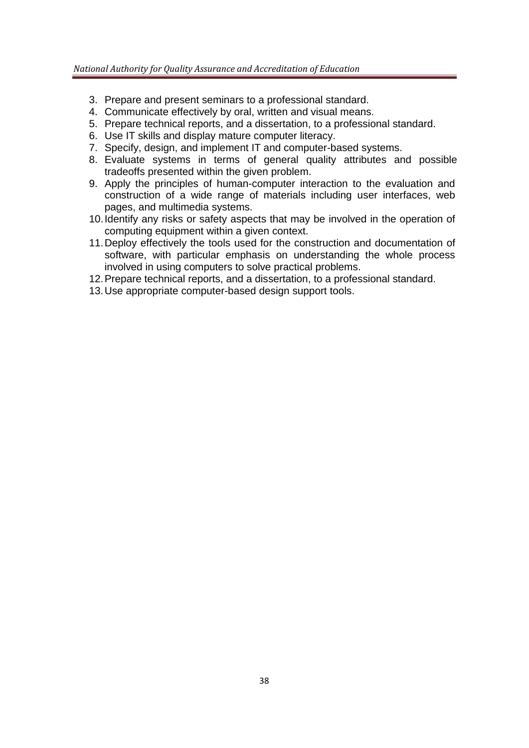3. Prepare and present seminars to a professional standard.
4. Communicate effectively by oral, written and visual means.
5. Prepare technical reports, and a dissertation, to a professional standard.
6. Use IT skills and display mature computer literacy.
7. Specify, design, and implement IT and computer-based systems.
8. Evaluate systems in terms of general quality attributes and possible tradeoffs presented within the given problem.
9. Apply the principles of human-computer interaction to the evaluation and construction of a wide range of materials including user interfaces, web pages, and multimedia systems.
10. Identify any risks or safety aspects that may be involved in the operation of computing equipment within a given context.
11. Deploy effectively the tools used for the construction and documentation of software, with particular emphasis on understanding the whole process involved in using computers to solve practical problems.
12. Prepare technical reports, and a dissertation, to a professional standard.
13. Use appropriate computer-based design support tools.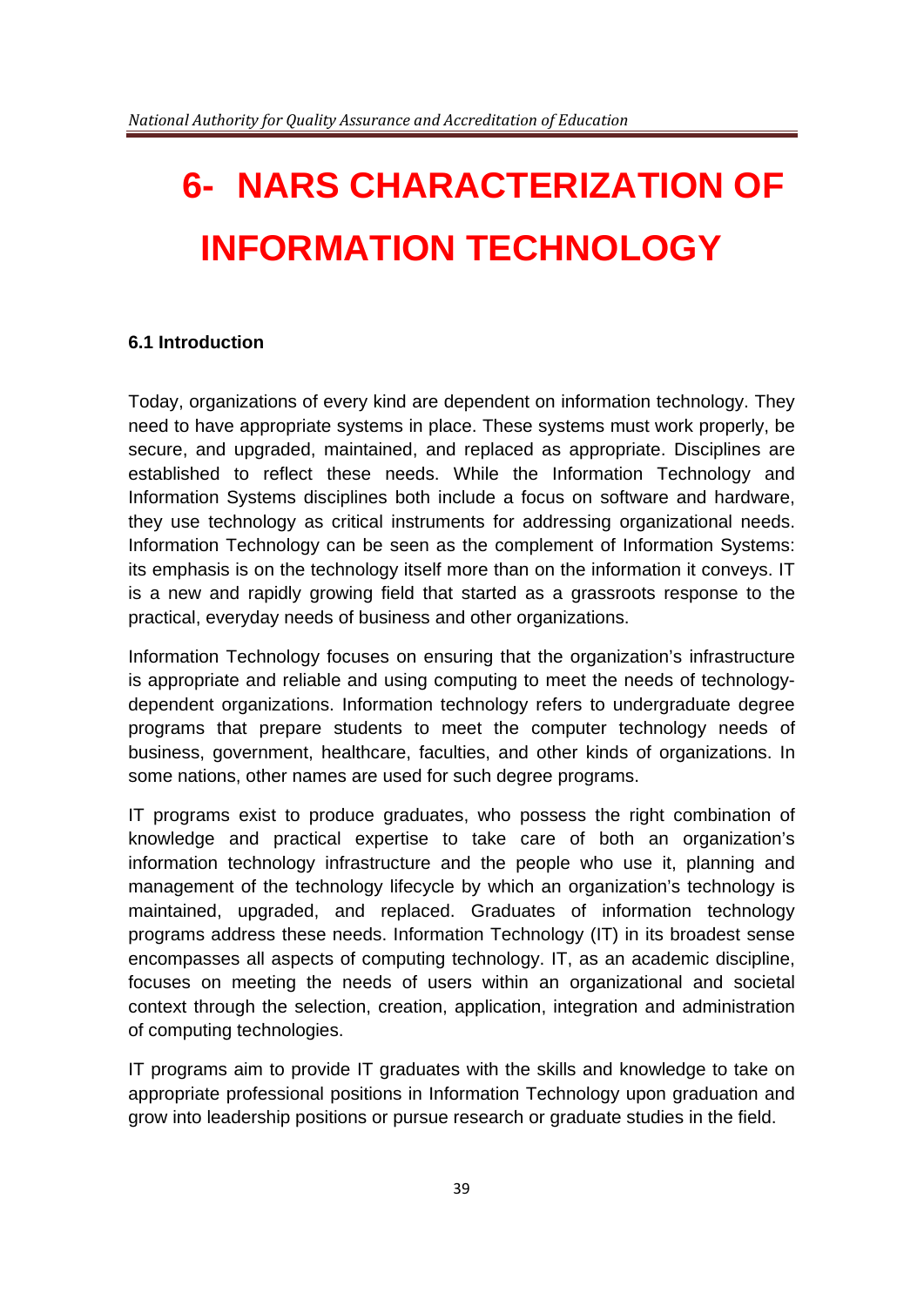# 6- NARS CHARACTERIZATION OF INFORMATION TECHNOLOGY

### 6.1 Introduction

Today, organizations of every kind are dependent on information technology. They need to have appropriate systems in place. These systems must work properly, be secure, and upgraded, maintained, and replaced as appropriate. Disciplines are established to reflect these needs. While the Information Technology and Information Systems disciplines both include a focus on software and hardware, they use technology as critical instruments for addressing organizational needs. Information Technology can be seen as the complement of Information Systems: its emphasis is on the technology itself more than on the information it conveys. IT is a new and rapidly growing field that started as a grassroots response to the practical, everyday needs of business and other organizations.

Information Technology focuses on ensuring that the organization's infrastructure is appropriate and reliable and using computing to meet the needs of technology-dependent organizations. Information technology refers to undergraduate degree programs that prepare students to meet the computer technology needs of business, government, healthcare, faculties, and other kinds of organizations. In some nations, other names are used for such degree programs.

IT programs exist to produce graduates, who possess the right combination of knowledge and practical expertise to take care of both an organization's information technology infrastructure and the people who use it, planning and management of the technology lifecycle by which an organization's technology is maintained, upgraded, and replaced. Graduates of information technology programs address these needs. Information Technology (IT) in its broadest sense encompasses all aspects of computing technology. IT, as an academic discipline, focuses on meeting the needs of users within an organizational and societal context through the selection, creation, application, integration and administration of computing technologies.

IT programs aim to provide IT graduates with the skills and knowledge to take on appropriate professional positions in Information Technology upon graduation and grow into leadership positions or pursue research or graduate studies in the field.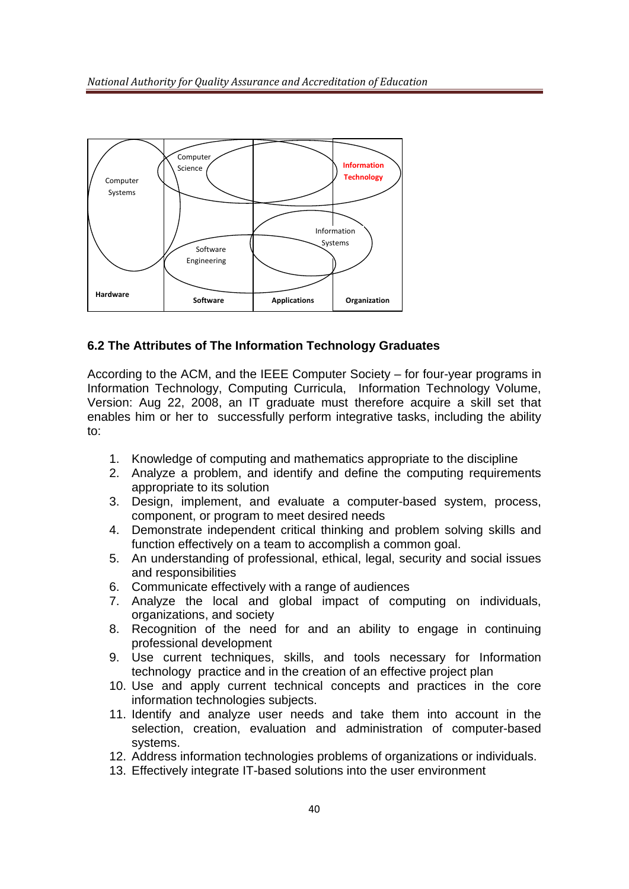Computer Systems

Computer Science

Information Technology

Information Systems

Software Engineering

Hardware | Software | Applications | Organization

### 6.2 The Attributes of The Information Technology Graduates

According to the ACM, and the IEEE Computer Society – for four-year programs in Information Technology, Computing Curricula, Information Technology Volume, Version: Aug 22, 2008, an IT graduate must therefore acquire a skill set that enables him or her to successfully perform integrative tasks, including the ability to:

1. Knowledge of computing and mathematics appropriate to the discipline
2. Analyze a problem, and identify and define the computing requirements appropriate to its solution
3. Design, implement, and evaluate a computer-based system, process, component, or program to meet desired needs
4. Demonstrate independent critical thinking and problem solving skills and function effectively on a team to accomplish a common goal.
5. An understanding of professional, ethical, legal, security and social issues and responsibilities
6. Communicate effectively with a range of audiences
7. Analyze the local and global impact of computing on individuals, organizations, and society
8. Recognition of the need for and an ability to engage in continuing professional development
9. Use current techniques, skills, and tools necessary for Information technology practice and in the creation of an effective project plan
10. Use and apply current technical concepts and practices in the core information technologies subjects.
11. Identify and analyze user needs and take them into account in the selection, creation, evaluation and administration of computer-based systems.
12. Address information technologies problems of organizations or individuals.
13. Effectively integrate IT-based solutions into the user environment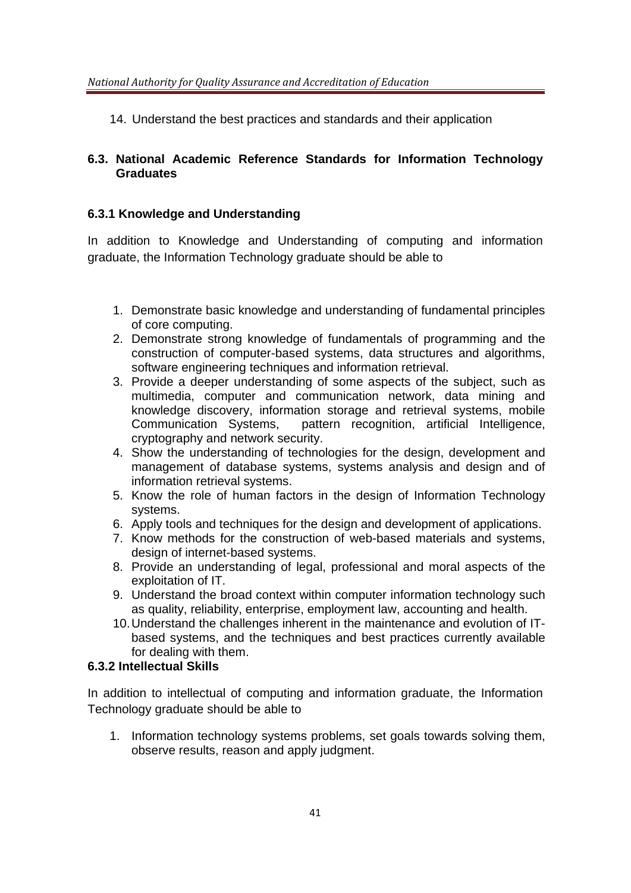14. Understand the best practices and standards and their application

## 6.3. National Academic Reference Standards for Information Technology Graduates

### 6.3.1 Knowledge and Understanding

In addition to Knowledge and Understanding of computing and information graduate, the Information Technology graduate should be able to

1. Demonstrate basic knowledge and understanding of fundamental principles of core computing.
2. Demonstrate strong knowledge of fundamentals of programming and the construction of computer-based systems, data structures and algorithms, software engineering techniques and information retrieval.
3. Provide a deeper understanding of some aspects of the subject, such as multimedia, computer and communication network, data mining and knowledge discovery, information storage and retrieval systems, mobile Communication Systems, pattern recognition, artificial Intelligence, cryptography and network security.
4. Show the understanding of technologies for the design, development and management of database systems, systems analysis and design and of information retrieval systems.
5. Know the role of human factors in the design of Information Technology systems.
6. Apply tools and techniques for the design and development of applications.
7. Know methods for the construction of web-based materials and systems, design of internet-based systems.
8. Provide an understanding of legal, professional and moral aspects of the exploitation of IT.
9. Understand the broad context within computer information technology such as quality, reliability, enterprise, employment law, accounting and health.
10. Understand the challenges inherent in the maintenance and evolution of IT-based systems, and the techniques and best practices currently available for dealing with them.

### 6.3.2 Intellectual Skills

In addition to intellectual of computing and information graduate, the Information Technology graduate should be able to

1. Information technology systems problems, set goals towards solving them, observe results, reason and apply judgment.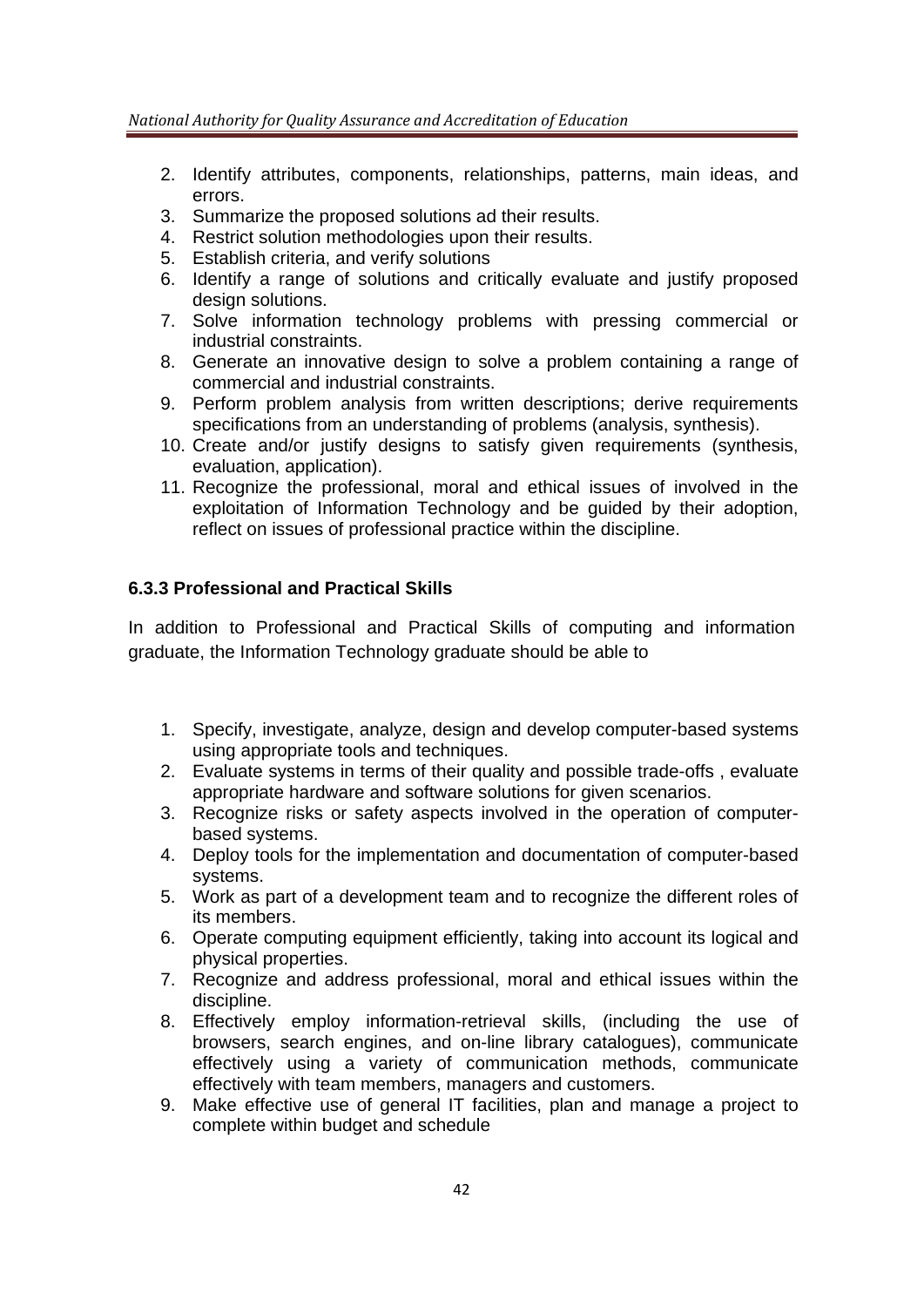2. Identify attributes, components, relationships, patterns, main ideas, and errors.
3. Summarize the proposed solutions ad their results.
4. Restrict solution methodologies upon their results.
5. Establish criteria, and verify solutions
6. Identify a range of solutions and critically evaluate and justify proposed design solutions.
7. Solve information technology problems with pressing commercial or industrial constraints.
8. Generate an innovative design to solve a problem containing a range of commercial and industrial constraints.
9. Perform problem analysis from written descriptions; derive requirements specifications from an understanding of problems (analysis, synthesis).
10. Create and/or justify designs to satisfy given requirements (synthesis, evaluation, application).
11. Recognize the professional, moral and ethical issues of involved in the exploitation of Information Technology and be guided by their adoption, reflect on issues of professional practice within the discipline.

### 6.3.3 Professional and Practical Skills

In addition to Professional and Practical Skills of computing and information graduate, the Information Technology graduate should be able to

1. Specify, investigate, analyze, design and develop computer-based systems using appropriate tools and techniques.
2. Evaluate systems in terms of their quality and possible trade-offs , evaluate appropriate hardware and software solutions for given scenarios.
3. Recognize risks or safety aspects involved in the operation of computer-based systems.
4. Deploy tools for the implementation and documentation of computer-based systems.
5. Work as part of a development team and to recognize the different roles of its members.
6. Operate computing equipment efficiently, taking into account its logical and physical properties.
7. Recognize and address professional, moral and ethical issues within the discipline.
8. Effectively employ information-retrieval skills, (including the use of browsers, search engines, and on-line library catalogues), communicate effectively using a variety of communication methods, communicate effectively with team members, managers and customers.
9. Make effective use of general IT facilities, plan and manage a project to complete within budget and schedule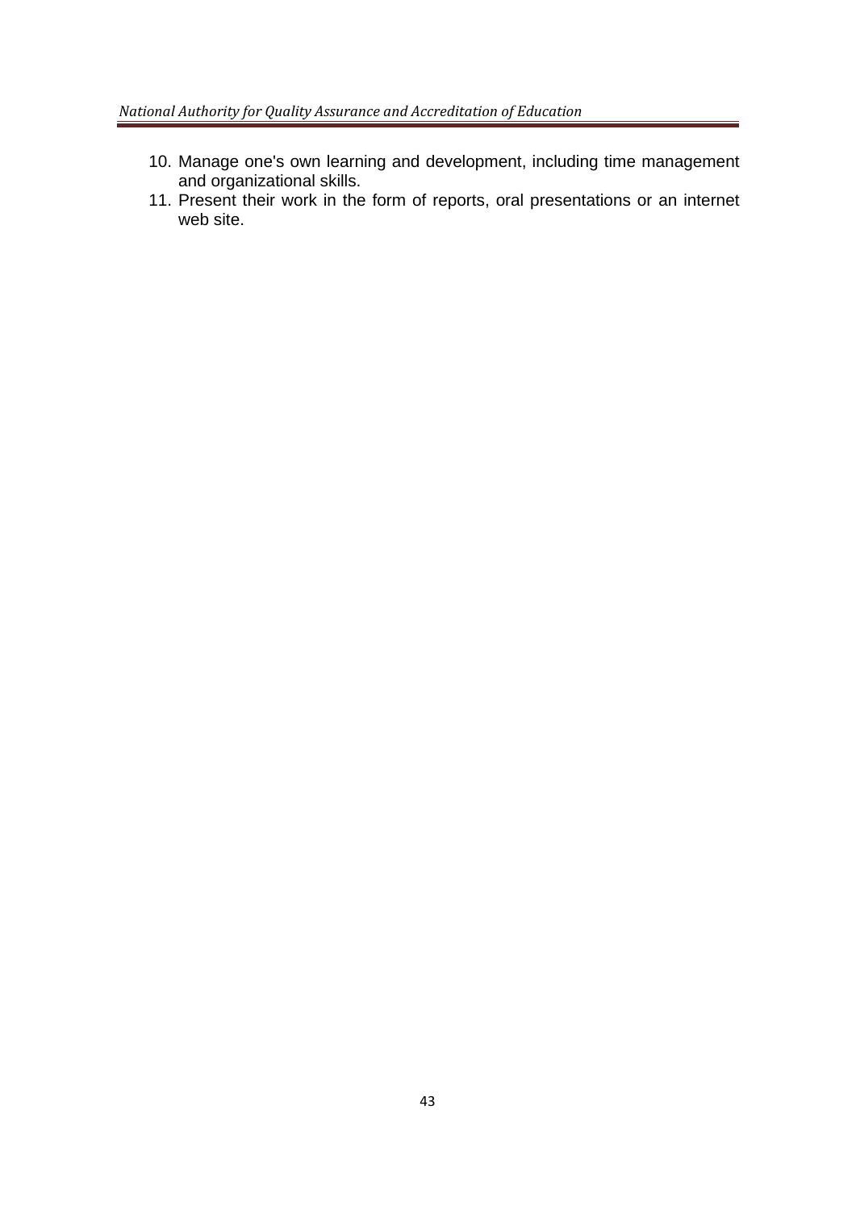10. Manage one's own learning and development, including time management and organizational skills.
11. Present their work in the form of reports, oral presentations or an internet web site.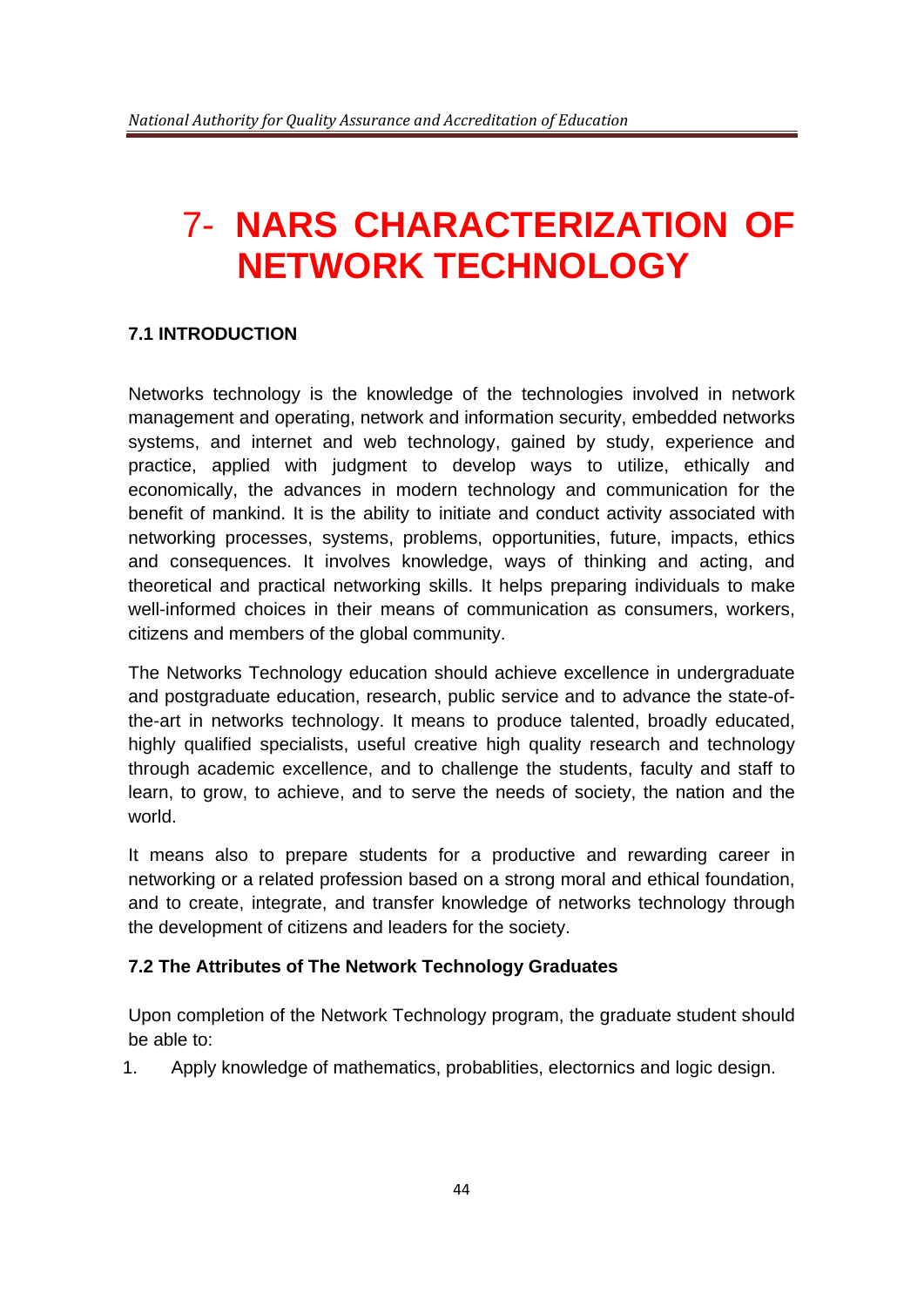# 7- NARS CHARACTERIZATION OF NETWORK TECHNOLOGY

### 7.1 INTRODUCTION

Networks technology is the knowledge of the technologies involved in network management and operating, network and information security, embedded networks systems, and internet and web technology, gained by study, experience and practice, applied with judgment to develop ways to utilize, ethically and economically, the advances in modern technology and communication for the benefit of mankind. It is the ability to initiate and conduct activity associated with networking processes, systems, problems, opportunities, future, impacts, ethics and consequences. It involves knowledge, ways of thinking and acting, and theoretical and practical networking skills. It helps preparing individuals to make well-informed choices in their means of communication as consumers, workers, citizens and members of the global community.

The Networks Technology education should achieve excellence in undergraduate and postgraduate education, research, public service and to advance the state-of-the-art in networks technology. It means to produce talented, broadly educated, highly qualified specialists, useful creative high quality research and technology through academic excellence, and to challenge the students, faculty and staff to learn, to grow, to achieve, and to serve the needs of society, the nation and the world.

It means also to prepare students for a productive and rewarding career in networking or a related profession based on a strong moral and ethical foundation, and to create, integrate, and transfer knowledge of networks technology through the development of citizens and leaders for the society.

### 7.2 The Attributes of The Network Technology Graduates

Upon completion of the Network Technology program, the graduate student should be able to:

1. Apply knowledge of mathematics, probablities, electornics and logic design.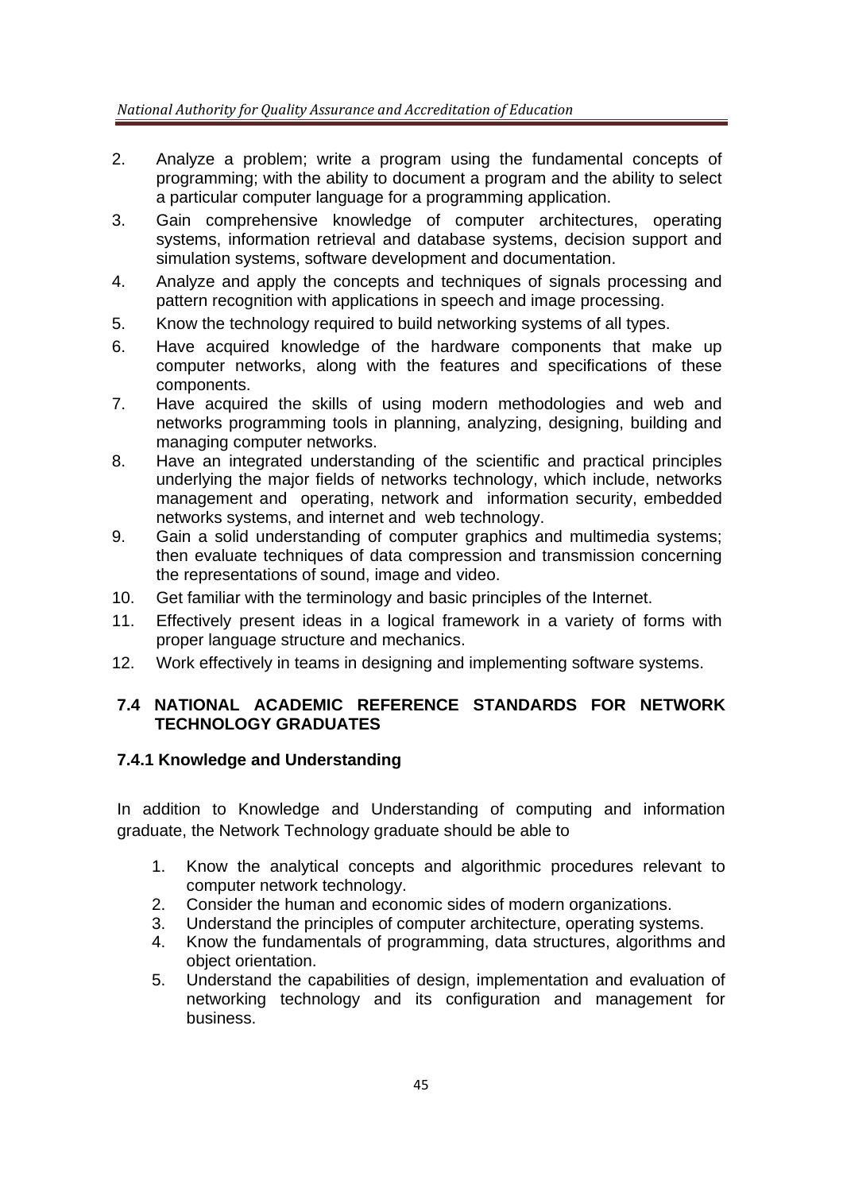2. Analyze a problem; write a program using the fundamental concepts of programming; with the ability to document a program and the ability to select a particular computer language for a programming application.
3. Gain comprehensive knowledge of computer architectures, operating systems, information retrieval and database systems, decision support and simulation systems, software development and documentation.
4. Analyze and apply the concepts and techniques of signals processing and pattern recognition with applications in speech and image processing.
5. Know the technology required to build networking systems of all types.
6. Have acquired knowledge of the hardware components that make up computer networks, along with the features and specifications of these components.
7. Have acquired the skills of using modern methodologies and web and networks programming tools in planning, analyzing, designing, building and managing computer networks.
8. Have an integrated understanding of the scientific and practical principles underlying the major fields of networks technology, which include, networks management and operating, network and information security, embedded networks systems, and internet and web technology.
9. Gain a solid understanding of computer graphics and multimedia systems; then evaluate techniques of data compression and transmission concerning the representations of sound, image and video.
10. Get familiar with the terminology and basic principles of the Internet.
11. Effectively present ideas in a logical framework in a variety of forms with proper language structure and mechanics.
12. Work effectively in teams in designing and implementing software systems.

## 7.4 NATIONAL ACADEMIC REFERENCE STANDARDS FOR NETWORK TECHNOLOGY GRADUATES

### 7.4.1 Knowledge and Understanding

In addition to Knowledge and Understanding of computing and information graduate, the Network Technology graduate should be able to

1. Know the analytical concepts and algorithmic procedures relevant to computer network technology.
2. Consider the human and economic sides of modern organizations.
3. Understand the principles of computer architecture, operating systems.
4. Know the fundamentals of programming, data structures, algorithms and object orientation.
5. Understand the capabilities of design, implementation and evaluation of networking technology and its configuration and management for business.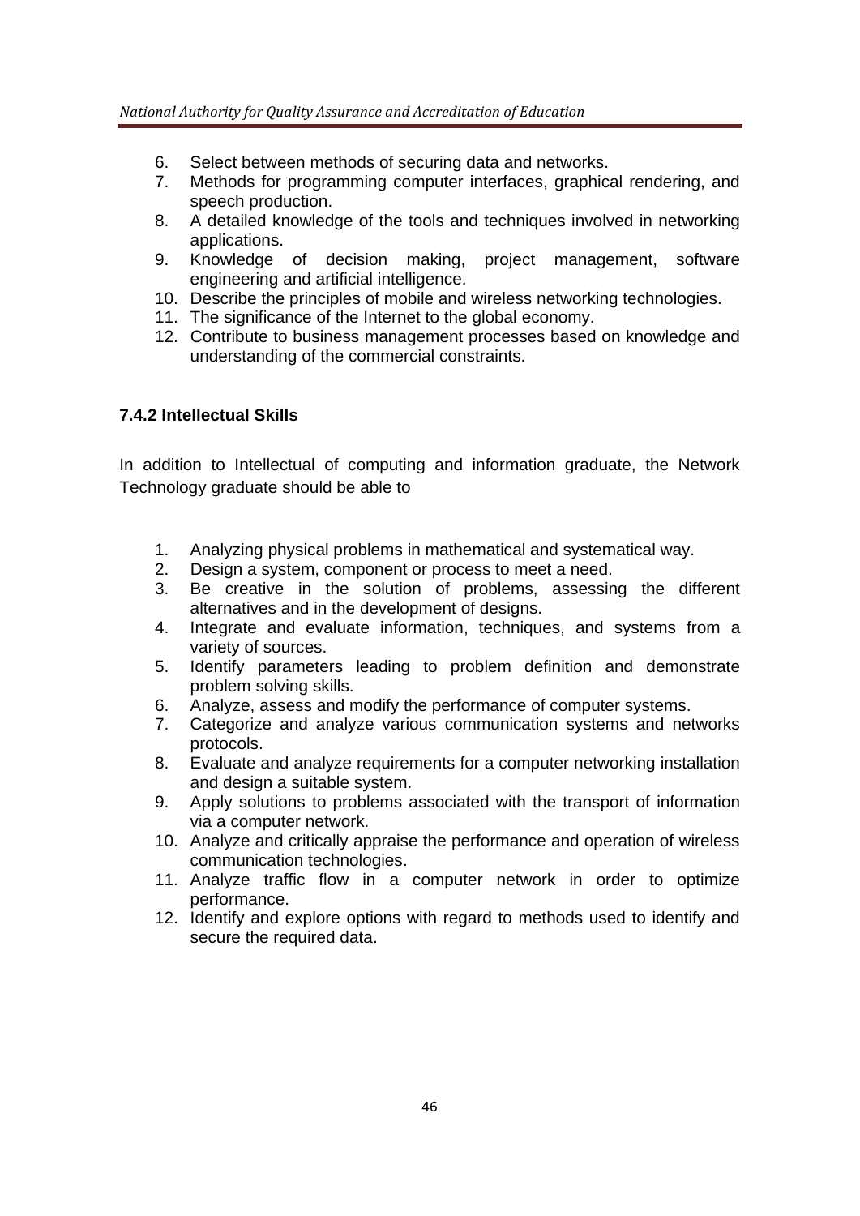6. Select between methods of securing data and networks.
7. Methods for programming computer interfaces, graphical rendering, and speech production.
8. A detailed knowledge of the tools and techniques involved in networking applications.
9. Knowledge of decision making, project management, software engineering and artificial intelligence.
10. Describe the principles of mobile and wireless networking technologies.
11. The significance of the Internet to the global economy.
12. Contribute to business management processes based on knowledge and understanding of the commercial constraints.

### 7.4.2 Intellectual Skills

In addition to Intellectual of computing and information graduate, the Network Technology graduate should be able to

1. Analyzing physical problems in mathematical and systematical way.
2. Design a system, component or process to meet a need.
3. Be creative in the solution of problems, assessing the different alternatives and in the development of designs.
4. Integrate and evaluate information, techniques, and systems from a variety of sources.
5. Identify parameters leading to problem definition and demonstrate problem solving skills.
6. Analyze, assess and modify the performance of computer systems.
7. Categorize and analyze various communication systems and networks protocols.
8. Evaluate and analyze requirements for a computer networking installation and design a suitable system.
9. Apply solutions to problems associated with the transport of information via a computer network.
10. Analyze and critically appraise the performance and operation of wireless communication technologies.
11. Analyze traffic flow in a computer network in order to optimize performance.
12. Identify and explore options with regard to methods used to identify and secure the required data.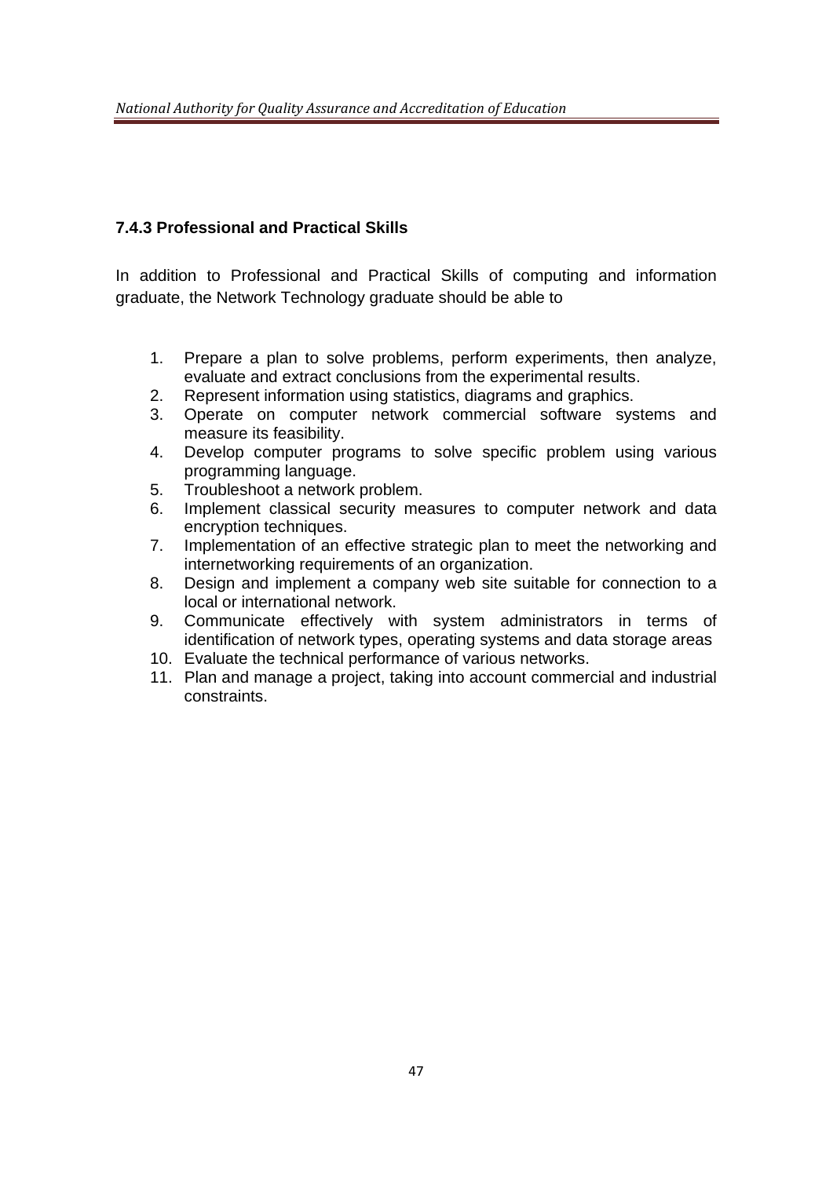### 7.4.3 Professional and Practical Skills

In addition to Professional and Practical Skills of computing and information graduate, the Network Technology graduate should be able to

1. Prepare a plan to solve problems, perform experiments, then analyze, evaluate and extract conclusions from the experimental results.
2. Represent information using statistics, diagrams and graphics.
3. Operate on computer network commercial software systems and measure its feasibility.
4. Develop computer programs to solve specific problem using various programming language.
5. Troubleshoot a network problem.
6. Implement classical security measures to computer network and data encryption techniques.
7. Implementation of an effective strategic plan to meet the networking and internetworking requirements of an organization.
8. Design and implement a company web site suitable for connection to a local or international network.
9. Communicate effectively with system administrators in terms of identification of network types, operating systems and data storage areas
10. Evaluate the technical performance of various networks.
11. Plan and manage a project, taking into account commercial and industrial constraints.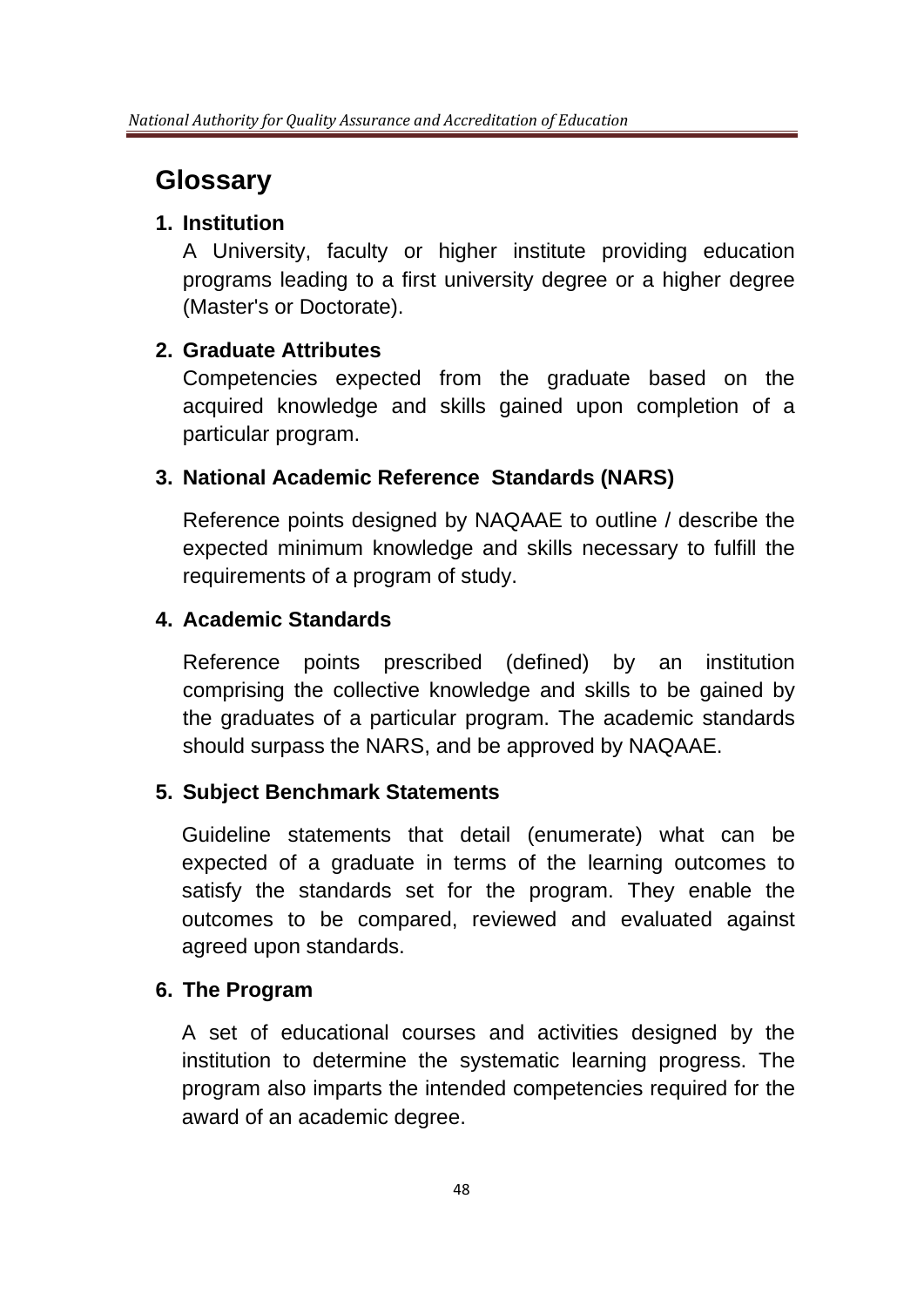# Glossary

1. **Institution**

   A University, faculty or higher institute providing education programs leading to a first university degree or a higher degree (Master's or Doctorate).

2. **Graduate Attributes**

   Competencies expected from the graduate based on the acquired knowledge and skills gained upon completion of a particular program.

3. **National Academic Reference Standards (NARS)**

   Reference points designed by NAQAAE to outline / describe the expected minimum knowledge and skills necessary to fulfill the requirements of a program of study.

4. **Academic Standards**

   Reference points prescribed (defined) by an institution comprising the collective knowledge and skills to be gained by the graduates of a particular program. The academic standards should surpass the NARS, and be approved by NAQAAE.

5. **Subject Benchmark Statements**

   Guideline statements that detail (enumerate) what can be expected of a graduate in terms of the learning outcomes to satisfy the standards set for the program. They enable the outcomes to be compared, reviewed and evaluated against agreed upon standards.

6. **The Program**

   A set of educational courses and activities designed by the institution to determine the systematic learning progress. The program also imparts the intended competencies required for the award of an academic degree.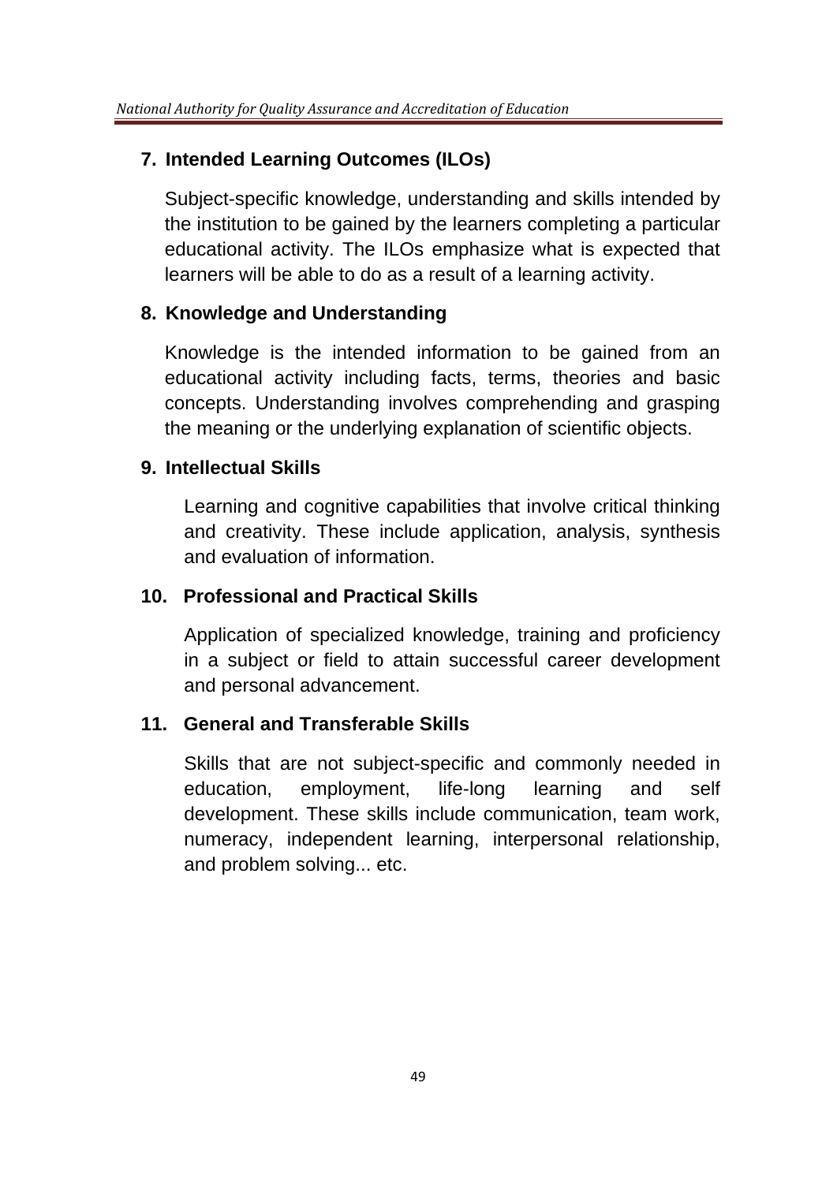### 7. Intended Learning Outcomes (ILOs)

Subject-specific knowledge, understanding and skills intended by the institution to be gained by the learners completing a particular educational activity. The ILOs emphasize what is expected that learners will be able to do as a result of a learning activity.

### 8. Knowledge and Understanding

Knowledge is the intended information to be gained from an educational activity including facts, terms, theories and basic concepts. Understanding involves comprehending and grasping the meaning or the underlying explanation of scientific objects.

### 9. Intellectual Skills

Learning and cognitive capabilities that involve critical thinking and creativity. These include application, analysis, synthesis and evaluation of information.

### 10. Professional and Practical Skills

Application of specialized knowledge, training and proficiency in a subject or field to attain successful career development and personal advancement.

### 11. General and Transferable Skills

Skills that are not subject-specific and commonly needed in education, employment, life-long learning and self development. These skills include communication, team work, numeracy, independent learning, interpersonal relationship, and problem solving... etc.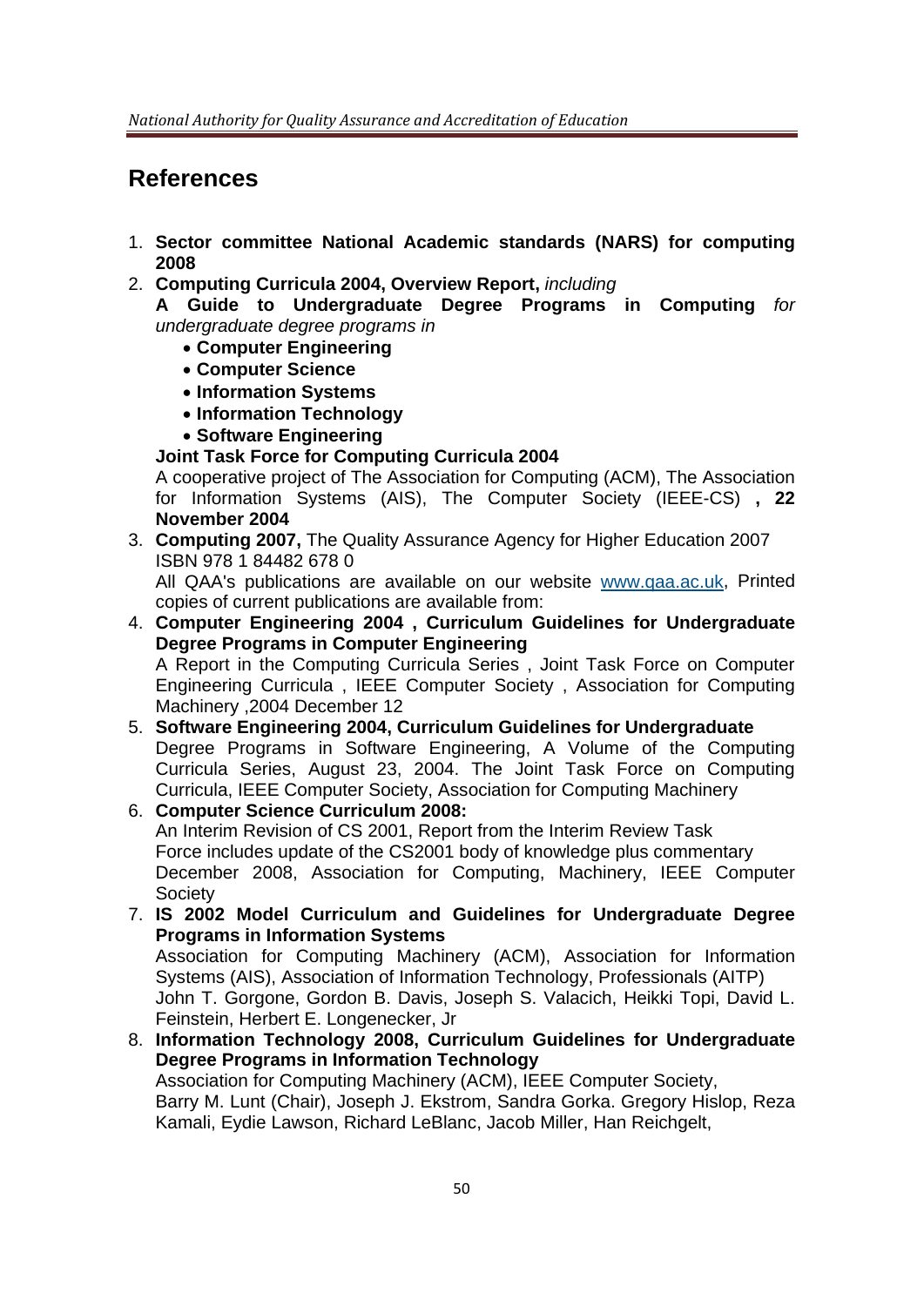## References

1. **Sector committee National Academic standards (NARS) for computing 2008**
2. **Computing Curricula 2004, Overview Report,** *including*
   **A Guide to Undergraduate Degree Programs in Computing** *for undergraduate degree programs in*
   - **Computer Engineering**
   - **Computer Science**
   - **Information Systems**
   - **Information Technology**
   - **Software Engineering**

   **Joint Task Force for Computing Curricula 2004**
   A cooperative project of The Association for Computing (ACM), The Association for Information Systems (AIS), The Computer Society (IEEE-CS) **, 22 November 2004**
3. **Computing 2007,** The Quality Assurance Agency for Higher Education 2007 ISBN 978 1 84482 678 0
   All QAA's publications are available on our website [www.qaa.ac.uk](www.qaa.ac.uk), Printed copies of current publications are available from:
4. **Computer Engineering 2004 , Curriculum Guidelines for Undergraduate Degree Programs in Computer Engineering**
   A Report in the Computing Curricula Series , Joint Task Force on Computer Engineering Curricula , IEEE Computer Society , Association for Computing Machinery ,2004 December 12
5. **Software Engineering 2004, Curriculum Guidelines for Undergraduate** Degree Programs in Software Engineering, A Volume of the Computing Curricula Series, August 23, 2004. The Joint Task Force on Computing Curricula, IEEE Computer Society, Association for Computing Machinery
6. **Computer Science Curriculum 2008:**
   An Interim Revision of CS 2001, Report from the Interim Review Task Force includes update of the CS2001 body of knowledge plus commentary December 2008, Association for Computing, Machinery, IEEE Computer Society
7. **IS 2002 Model Curriculum and Guidelines for Undergraduate Degree Programs in Information Systems**
   Association for Computing Machinery (ACM), Association for Information Systems (AIS), Association of Information Technology, Professionals (AITP)
   John T. Gorgone, Gordon B. Davis, Joseph S. Valacich, Heikki Topi, David L. Feinstein, Herbert E. Longenecker, Jr
8. **Information Technology 2008, Curriculum Guidelines for Undergraduate Degree Programs in Information Technology**
   Association for Computing Machinery (ACM), IEEE Computer Society,
   Barry M. Lunt (Chair), Joseph J. Ekstrom, Sandra Gorka. Gregory Hislop, Reza Kamali, Eydie Lawson, Richard LeBlanc, Jacob Miller, Han Reichgelt,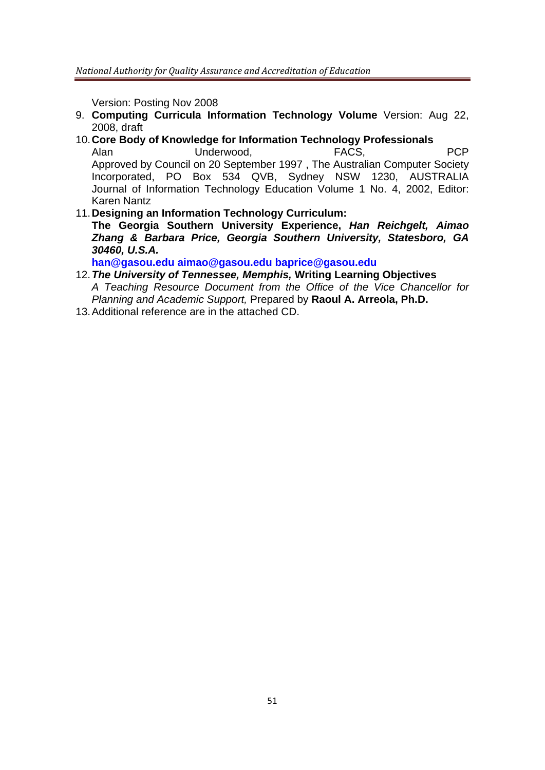Version: Posting Nov 2008

9. **Computing Curricula Information Technology Volume** Version: Aug 22, 2008, draft
10. **Core Body of Knowledge for Information Technology Professionals**
    Alan Underwood, FACS, PCP
    Approved by Council on 20 September 1997 , The Australian Computer Society Incorporated, PO Box 534 QVB, Sydney NSW 1230, AUSTRALIA
    Journal of Information Technology Education Volume 1 No. 4, 2002, Editor: Karen Nantz
11. **Designing an Information Technology Curriculum:**
    **The Georgia Southern University Experience,** ***Han Reichgelt, Aimao Zhang & Barbara Price, Georgia Southern University, Statesboro, GA 30460, U.S.A.***
    **han@gasou.edu aimao@gasou.edu baprice@gasou.edu**
12. ***The University of Tennessee, Memphis,*** **Writing Learning Objectives**
    *A Teaching Resource Document from the Office of the Vice Chancellor for Planning and Academic Support,* Prepared by **Raoul A. Arreola, Ph.D.**
13. Additional reference are in the attached CD.